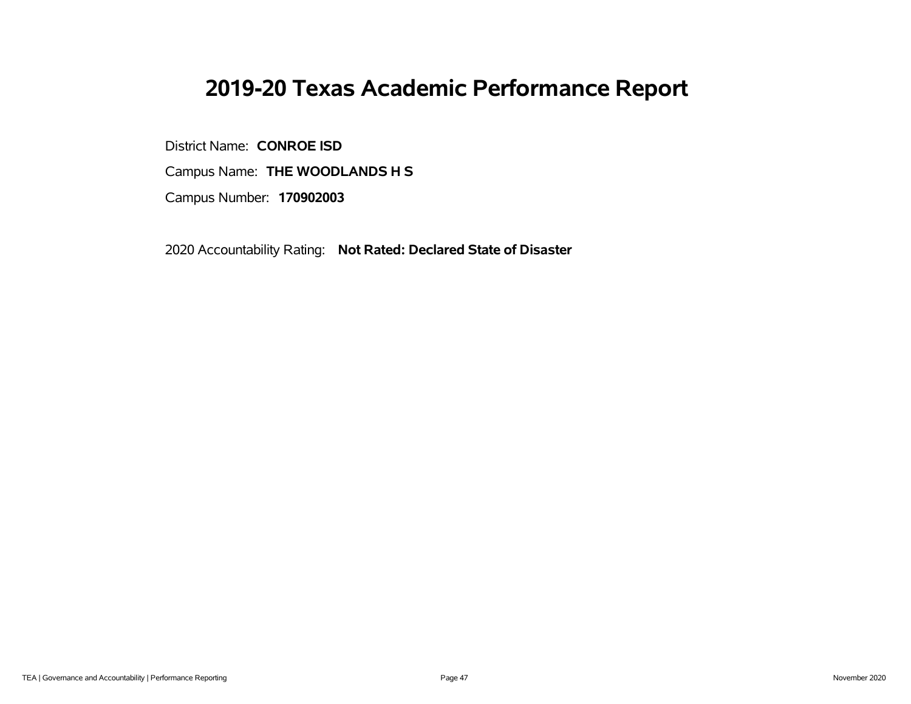# 2019-20 Texas Academic Performance Report

District Name: **CONROE ISD**

Campus Name: **THE WOODLANDS H S**

Campus Number: **170902003**

2020 Accountability Rating: **Not Rated: Declared State of Disaster**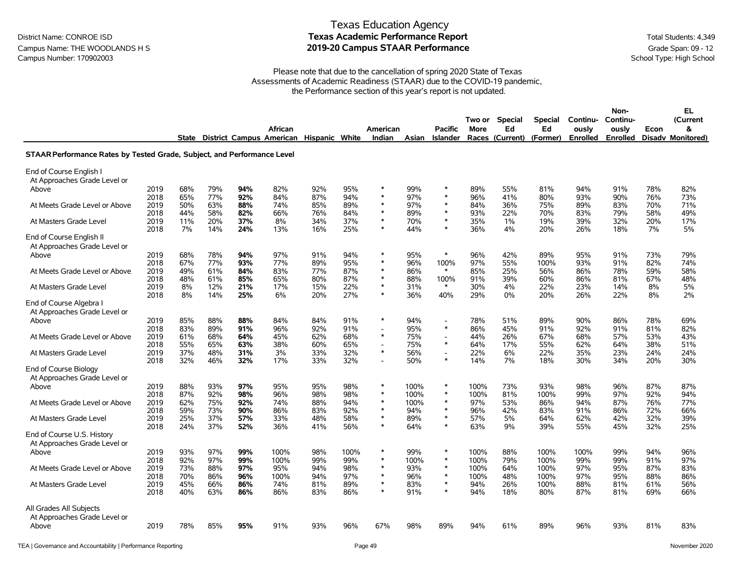District Name: CONROE ISD
Campus Name: THE WOODLANDS H S
Campus Number: 170902003

# Texas Education Agency
## Texas Academic Performance Report
## 2019-20 Campus STAAR Performance

Total Students: 4,349
Grade Span: 09 - 12
School Type: High School

Please note that due to the cancellation of spring 2020 State of Texas Assessments of Academic Readiness (STAAR) due to the COVID-19 pandemic, the Performance section of this year's report is not updated.

| | | State | District | Campus | African American | Hispanic | White | American Indian | Asian | Pacific Islander | Two or More Races | Special Ed (Current) | Special Ed (Former) | Continuously Enrolled | Non-Continuously Enrolled | Econ Disadv | EL (Current & Monitored) |
|---|---|---|---|---|---|---|---|---|---|---|---|---|---|---|---|---|---|
| **STAAR Performance Rates by Tested Grade, Subject, and Performance Level** | | | | | | | | | | | | | | | | | |
| End of Course English I | | | | | | | | | | | | | | | | | |
| At Approaches Grade Level or Above | 2019 | 68% | 79% | **94%** | 82% | 92% | 95% | * | 99% | * | 89% | 55% | 81% | 94% | 91% | 78% | 82% |
| | 2018 | 65% | 77% | **92%** | 84% | 87% | 94% | * | 97% | * | 96% | 41% | 80% | 93% | 90% | 76% | 73% |
| At Meets Grade Level or Above | 2019 | 50% | 63% | **88%** | 74% | 85% | 89% | * | 97% | * | 84% | 36% | 75% | 89% | 83% | 70% | 71% |
| | 2018 | 44% | 58% | **82%** | 66% | 76% | 84% | * | 89% | * | 93% | 22% | 70% | 83% | 79% | 58% | 49% |
| At Masters Grade Level | 2019 | 11% | 20% | **37%** | 8% | 34% | 37% | * | 70% | * | 35% | 1% | 19% | 39% | 32% | 20% | 17% |
| | 2018 | 7% | 14% | **24%** | 13% | 16% | 25% | * | 44% | * | 36% | 4% | 20% | 26% | 18% | 7% | 5% |
| End of Course English II | | | | | | | | | | | | | | | | | |
| At Approaches Grade Level or Above | 2019 | 68% | 78% | **94%** | 97% | 91% | 94% | * | 95% | * | 96% | 42% | 89% | 95% | 91% | 73% | 79% |
| | 2018 | 67% | 77% | **93%** | 77% | 89% | 95% | * | 96% | 100% | 97% | 55% | 100% | 93% | 91% | 82% | 74% |
| At Meets Grade Level or Above | 2019 | 49% | 61% | **84%** | 83% | 77% | 87% | * | 86% | * | 85% | 25% | 56% | 86% | 78% | 59% | 58% |
| | 2018 | 48% | 61% | **85%** | 65% | 80% | 87% | * | 88% | 100% | 91% | 39% | 60% | 86% | 81% | 67% | 48% |
| At Masters Grade Level | 2019 | 8% | 12% | **21%** | 17% | 15% | 22% | * | 31% | * | 30% | 4% | 22% | 23% | 14% | 8% | 5% |
| | 2018 | 8% | 14% | **25%** | 6% | 20% | 27% | * | 36% | 40% | 29% | 0% | 20% | 26% | 22% | 8% | 2% |
| End of Course Algebra I | | | | | | | | | | | | | | | | | |
| At Approaches Grade Level or Above | 2019 | 85% | 88% | **88%** | 84% | 84% | 91% | * | 94% | - | 78% | 51% | 89% | 90% | 86% | 78% | 69% |
| | 2018 | 83% | 89% | **91%** | 96% | 92% | 91% | - | 95% | * | 86% | 45% | 91% | 92% | 91% | 81% | 82% |
| At Meets Grade Level or Above | 2019 | 61% | 68% | **64%** | 45% | 62% | 68% | * | 75% | - | 44% | 26% | 67% | 68% | 57% | 53% | 43% |
| | 2018 | 55% | 65% | **63%** | 38% | 60% | 65% | - | 75% | * | 64% | 17% | 55% | 62% | 64% | 38% | 51% |
| At Masters Grade Level | 2019 | 37% | 48% | **31%** | 3% | 33% | 32% | * | 56% | - | 22% | 6% | 22% | 35% | 23% | 24% | 24% |
| | 2018 | 32% | 46% | **32%** | 17% | 33% | 32% | - | 50% | * | 14% | 7% | 18% | 30% | 34% | 20% | 30% |
| End of Course Biology | | | | | | | | | | | | | | | | | |
| At Approaches Grade Level or Above | 2019 | 88% | 93% | **97%** | 95% | 95% | 98% | * | 100% | * | 100% | 73% | 93% | 98% | 96% | 87% | 87% |
| | 2018 | 87% | 92% | **98%** | 96% | 98% | 98% | * | 100% | * | 100% | 81% | 100% | 99% | 97% | 92% | 94% |
| At Meets Grade Level or Above | 2019 | 62% | 75% | **92%** | 74% | 88% | 94% | * | 100% | * | 97% | 53% | 86% | 94% | 87% | 76% | 77% |
| | 2018 | 59% | 73% | **90%** | 86% | 83% | 92% | * | 94% | * | 96% | 42% | 83% | 91% | 86% | 72% | 66% |
| At Masters Grade Level | 2019 | 25% | 37% | **57%** | 33% | 48% | 58% | * | 89% | * | 57% | 5% | 64% | 62% | 42% | 32% | 39% |
| | 2018 | 24% | 37% | **52%** | 36% | 41% | 56% | * | 64% | * | 63% | 9% | 39% | 55% | 45% | 32% | 25% |
| End of Course U.S. History | | | | | | | | | | | | | | | | | |
| At Approaches Grade Level or Above | 2019 | 93% | 97% | **99%** | 100% | 98% | 100% | * | 99% | * | 100% | 88% | 100% | 100% | 99% | 94% | 96% |
| | 2018 | 92% | 97% | **99%** | 100% | 99% | 99% | * | 100% | * | 100% | 79% | 100% | 99% | 99% | 91% | 97% |
| At Meets Grade Level or Above | 2019 | 73% | 88% | **97%** | 95% | 94% | 98% | * | 93% | * | 100% | 64% | 100% | 97% | 95% | 87% | 83% |
| | 2018 | 70% | 86% | **96%** | 100% | 94% | 97% | * | 96% | * | 100% | 48% | 100% | 97% | 95% | 88% | 86% |
| At Masters Grade Level | 2019 | 45% | 66% | **86%** | 74% | 81% | 89% | * | 83% | * | 94% | 26% | 100% | 88% | 81% | 61% | 56% |
| | 2018 | 40% | 63% | **86%** | 86% | 83% | 86% | * | 91% | * | 94% | 18% | 80% | 87% | 81% | 69% | 66% |
| All Grades All Subjects | | | | | | | | | | | | | | | | | |
| At Approaches Grade Level or Above | 2019 | 78% | 85% | **95%** | 91% | 93% | 96% | 67% | 98% | 89% | 94% | 61% | 89% | 96% | 93% | 81% | 83% |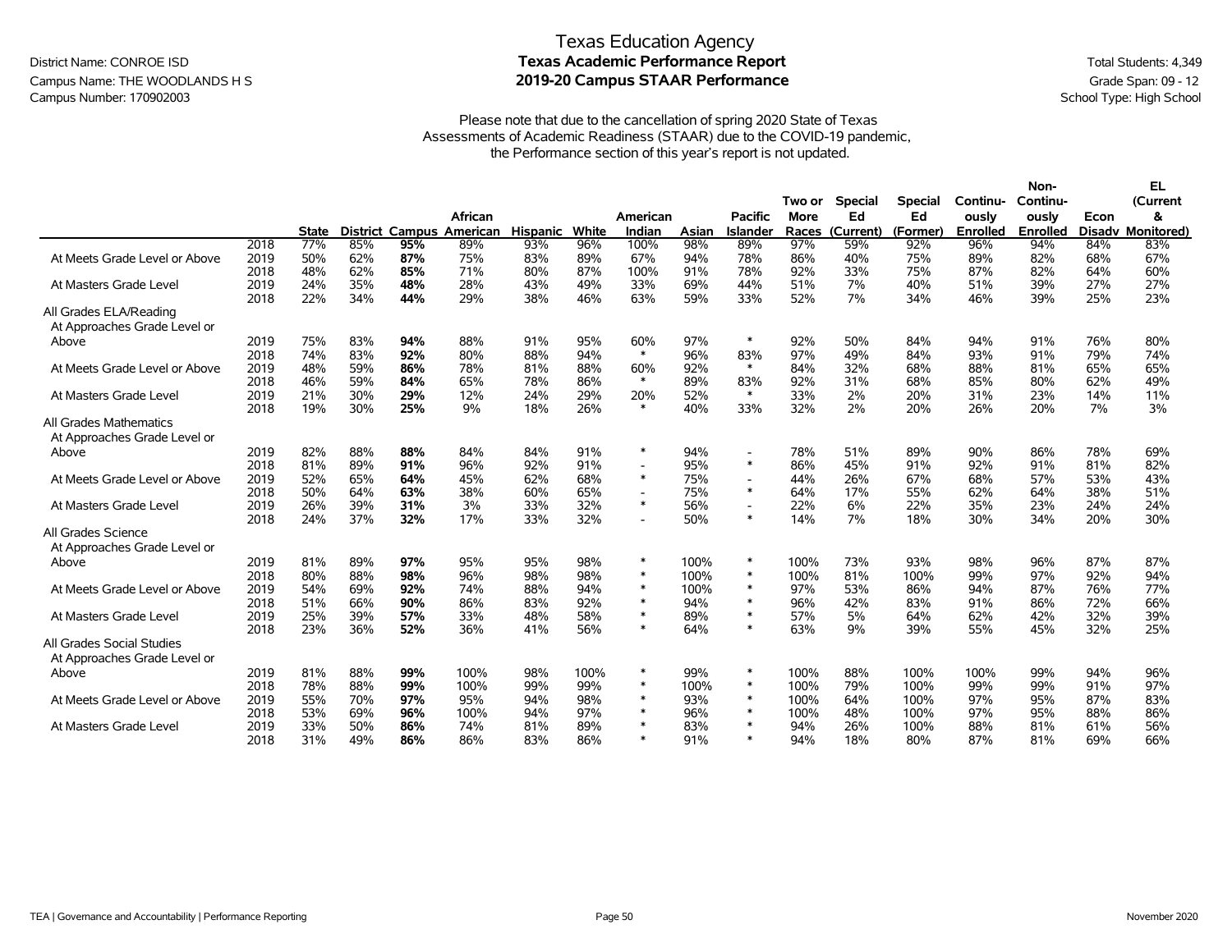# Texas Education Agency

## Texas Academic Performance Report

## 2019-20 Campus STAAR Performance

District Name: CONROE ISD
Campus Name: THE WOODLANDS H S
Campus Number: 170902003

Total Students: 4,349
Grade Span: 09 - 12
School Type: High School

Please note that due to the cancellation of spring 2020 State of Texas Assessments of Academic Readiness (STAAR) due to the COVID-19 pandemic, the Performance section of this year's report is not updated.

| | | State | District | Campus | African American | Hispanic | White | American Indian | Asian | Pacific Islander | Two or More Races | Special Ed (Current) | Special Ed (Former) | Continuously Enrolled | Non-Continuously Enrolled | Econ Disadv | EL (Current & Monitored) |
|---|---|---|---|---|---|---|---|---|---|---|---|---|---|---|---|---|---|
| | 2018 | 77% | 85% | **95%** | 89% | 93% | 96% | 100% | 98% | 89% | 97% | 59% | 92% | 96% | 94% | 84% | 83% |
| At Meets Grade Level or Above | 2019 | 50% | 62% | **87%** | 75% | 83% | 89% | 67% | 94% | 78% | 86% | 40% | 75% | 89% | 82% | 68% | 67% |
| | 2018 | 48% | 62% | **85%** | 71% | 80% | 87% | 100% | 91% | 78% | 92% | 33% | 75% | 87% | 82% | 64% | 60% |
| At Masters Grade Level | 2019 | 24% | 35% | **48%** | 28% | 43% | 49% | 33% | 69% | 44% | 51% | 7% | 40% | 51% | 39% | 27% | 27% |
| | 2018 | 22% | 34% | **44%** | 29% | 38% | 46% | 63% | 59% | 33% | 52% | 7% | 34% | 46% | 39% | 25% | 23% |
| All Grades ELA/Reading | | | | | | | | | | | | | | | | | |
| At Approaches Grade Level or Above | 2019 | 75% | 83% | **94%** | 88% | 91% | 95% | 60% | 97% | * | 92% | 50% | 84% | 94% | 91% | 76% | 80% |
| | 2018 | 74% | 83% | **92%** | 80% | 88% | 94% | * | 96% | 83% | 97% | 49% | 84% | 93% | 91% | 79% | 74% |
| At Meets Grade Level or Above | 2019 | 48% | 59% | **86%** | 78% | 81% | 88% | 60% | 92% | * | 84% | 32% | 68% | 88% | 81% | 65% | 65% |
| | 2018 | 46% | 59% | **84%** | 65% | 78% | 86% | * | 89% | 83% | 92% | 31% | 68% | 85% | 80% | 62% | 49% |
| At Masters Grade Level | 2019 | 21% | 30% | **29%** | 12% | 24% | 29% | 20% | 52% | * | 33% | 2% | 20% | 31% | 23% | 14% | 11% |
| | 2018 | 19% | 30% | **25%** | 9% | 18% | 26% | * | 40% | 33% | 32% | 2% | 20% | 26% | 20% | 7% | 3% |
| All Grades Mathematics | | | | | | | | | | | | | | | | | |
| At Approaches Grade Level or Above | 2019 | 82% | 88% | **88%** | 84% | 84% | 91% | * | 94% | - | 78% | 51% | 89% | 90% | 86% | 78% | 69% |
| | 2018 | 81% | 89% | **91%** | 96% | 92% | 91% | - | 95% | * | 86% | 45% | 91% | 92% | 91% | 81% | 82% |
| At Meets Grade Level or Above | 2019 | 52% | 65% | **64%** | 45% | 62% | 68% | * | 75% | - | 44% | 26% | 67% | 68% | 57% | 53% | 43% |
| | 2018 | 50% | 64% | **63%** | 38% | 60% | 65% | - | 75% | * | 64% | 17% | 55% | 62% | 64% | 38% | 51% |
| At Masters Grade Level | 2019 | 26% | 39% | **31%** | 3% | 33% | 32% | * | 56% | - | 22% | 6% | 22% | 35% | 23% | 24% | 24% |
| | 2018 | 24% | 37% | **32%** | 17% | 33% | 32% | - | 50% | * | 14% | 7% | 18% | 30% | 34% | 20% | 30% |
| All Grades Science | | | | | | | | | | | | | | | | | |
| At Approaches Grade Level or Above | 2019 | 81% | 89% | **97%** | 95% | 95% | 98% | * | 100% | * | 100% | 73% | 93% | 98% | 96% | 87% | 87% |
| | 2018 | 80% | 88% | **98%** | 96% | 98% | 98% | * | 100% | * | 100% | 81% | 100% | 99% | 97% | 92% | 94% |
| At Meets Grade Level or Above | 2019 | 54% | 69% | **92%** | 74% | 88% | 94% | * | 100% | * | 97% | 53% | 86% | 94% | 87% | 76% | 77% |
| | 2018 | 51% | 66% | **90%** | 86% | 83% | 92% | * | 94% | * | 96% | 42% | 83% | 91% | 86% | 72% | 66% |
| At Masters Grade Level | 2019 | 25% | 39% | **57%** | 33% | 48% | 58% | * | 89% | * | 57% | 5% | 64% | 62% | 42% | 32% | 39% |
| | 2018 | 23% | 36% | **52%** | 36% | 41% | 56% | * | 64% | * | 63% | 9% | 39% | 55% | 45% | 32% | 25% |
| All Grades Social Studies | | | | | | | | | | | | | | | | | |
| At Approaches Grade Level or Above | 2019 | 81% | 88% | **99%** | 100% | 98% | 100% | * | 99% | * | 100% | 88% | 100% | 100% | 99% | 94% | 96% |
| | 2018 | 78% | 88% | **99%** | 100% | 99% | 99% | * | 100% | * | 100% | 79% | 100% | 99% | 99% | 91% | 97% |
| At Meets Grade Level or Above | 2019 | 55% | 70% | **97%** | 95% | 94% | 98% | * | 93% | * | 100% | 64% | 100% | 97% | 95% | 87% | 83% |
| | 2018 | 53% | 69% | **96%** | 100% | 94% | 97% | * | 96% | * | 100% | 48% | 100% | 97% | 95% | 88% | 86% |
| At Masters Grade Level | 2019 | 33% | 50% | **86%** | 74% | 81% | 89% | * | 83% | * | 94% | 26% | 100% | 88% | 81% | 61% | 56% |
| | 2018 | 31% | 49% | **86%** | 86% | 83% | 86% | * | 91% | * | 94% | 18% | 80% | 87% | 81% | 69% | 66% |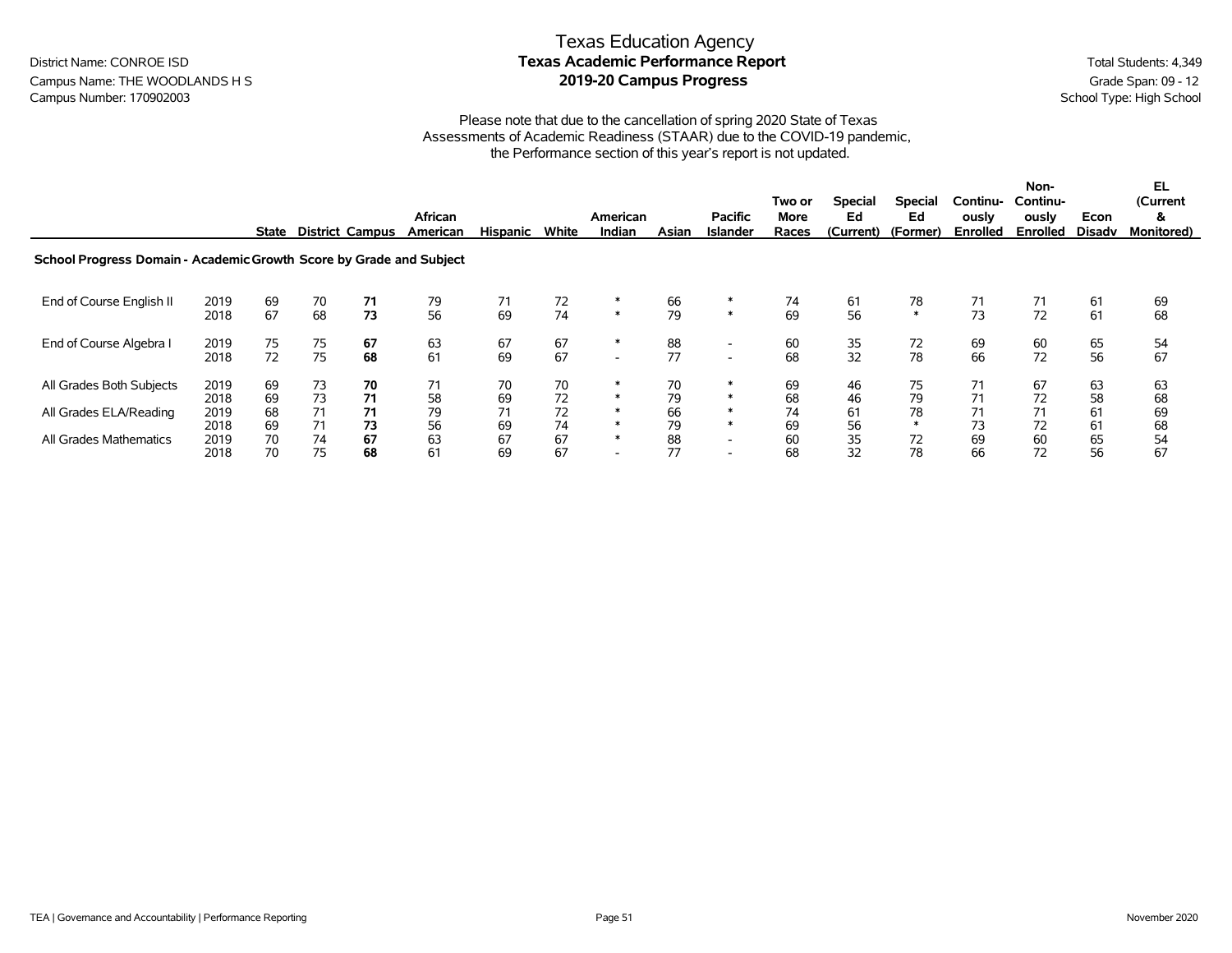District Name: CONROE ISD
Campus Name: THE WOODLANDS H S
Campus Number: 170902003

# Texas Education Agency
## Texas Academic Performance Report
## 2019-20 Campus Progress

Total Students: 4,349
Grade Span: 09 - 12
School Type: High School

Please note that due to the cancellation of spring 2020 State of Texas Assessments of Academic Readiness (STAAR) due to the COVID-19 pandemic, the Performance section of this year's report is not updated.

| | | State | District | Campus | African American | Hispanic | White | American Indian | Asian | Pacific Islander | Two or More Races | Special Ed (Current) | Special Ed (Former) | Continuously Enrolled | Non-Continuously Enrolled | Econ Disadv | EL (Current & Monitored) |
|---|---|---|---|---|---|---|---|---|---|---|---|---|---|---|---|---|---|
| **School Progress Domain - Academic Growth Score by Grade and Subject** | | | | | | | | | | | | | | | | | |
| End of Course English II | 2019 | 69 | 70 | **71** | 79 | 71 | 72 | * | 66 | * | 74 | 61 | 78 | 71 | 71 | 61 | 69 |
| | 2018 | 67 | 68 | **73** | 56 | 69 | 74 | * | 79 | * | 69 | 56 | * | 73 | 72 | 61 | 68 |
| End of Course Algebra I | 2019 | 75 | 75 | **67** | 63 | 67 | 67 | * | 88 | - | 60 | 35 | 72 | 69 | 60 | 65 | 54 |
| | 2018 | 72 | 75 | **68** | 61 | 69 | 67 | - | 77 | - | 68 | 32 | 78 | 66 | 72 | 56 | 67 |
| All Grades Both Subjects | 2019 | 69 | 73 | **70** | 71 | 70 | 70 | * | 70 | * | 69 | 46 | 75 | 71 | 67 | 63 | 63 |
| | 2018 | 69 | 73 | **71** | 58 | 69 | 72 | * | 79 | * | 68 | 46 | 79 | 71 | 72 | 58 | 68 |
| All Grades ELA/Reading | 2019 | 68 | 71 | **71** | 79 | 71 | 72 | * | 66 | * | 74 | 61 | 78 | 71 | 71 | 61 | 69 |
| | 2018 | 69 | 71 | **73** | 56 | 69 | 74 | * | 79 | * | 69 | 56 | * | 73 | 72 | 61 | 68 |
| All Grades Mathematics | 2019 | 70 | 74 | **67** | 63 | 67 | 67 | * | 88 | - | 60 | 35 | 72 | 69 | 60 | 65 | 54 |
| | 2018 | 70 | 75 | **68** | 61 | 69 | 67 | - | 77 | - | 68 | 32 | 78 | 66 | 72 | 56 | 67 |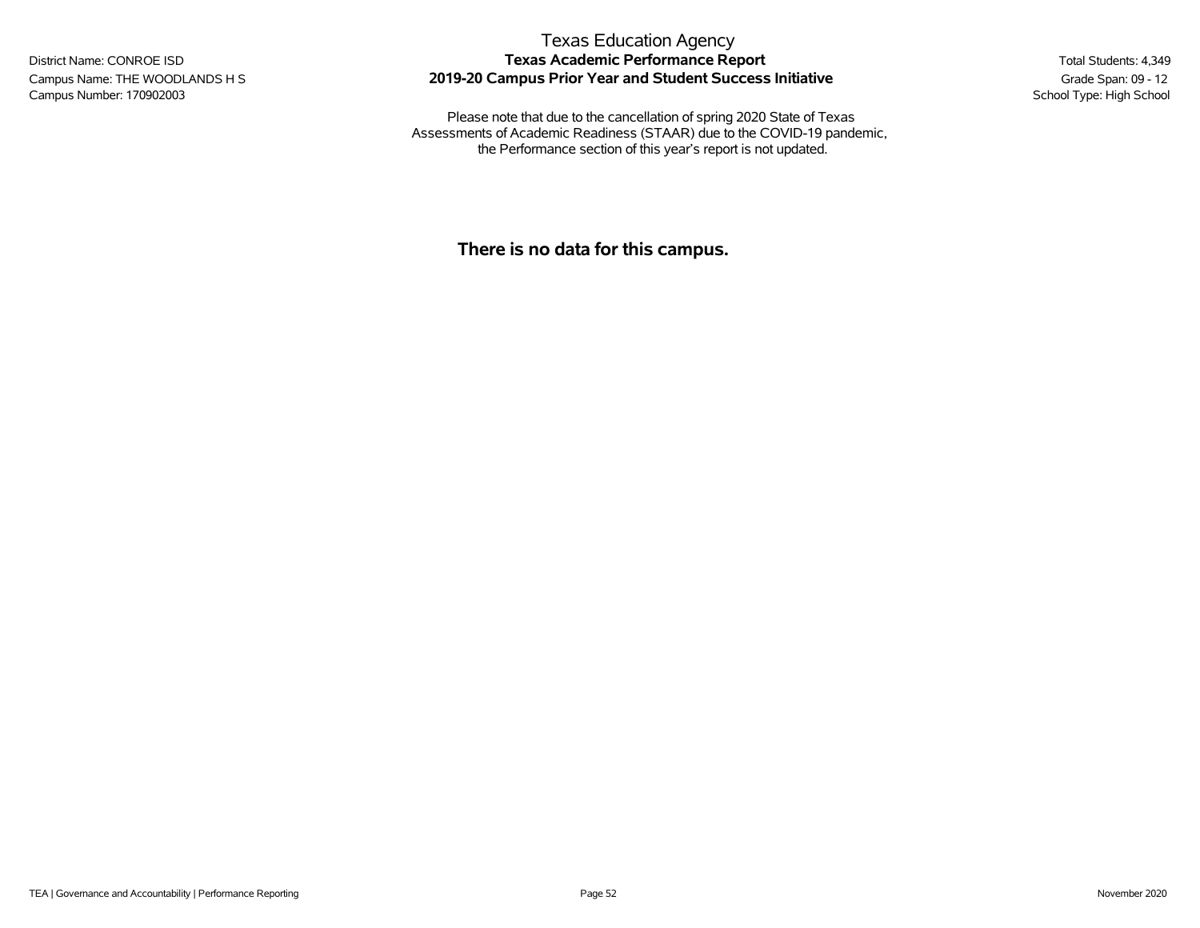# Texas Education Agency
## Texas Academic Performance Report
## 2019-20 Campus Prior Year and Student Success Initiative

District Name: CONROE ISD
Campus Name: THE WOODLANDS H S
Campus Number: 170902003

Total Students: 4,349
Grade Span: 09 - 12
School Type: High School

Please note that due to the cancellation of spring 2020 State of Texas Assessments of Academic Readiness (STAAR) due to the COVID-19 pandemic, the Performance section of this year's report is not updated.

**There is no data for this campus.**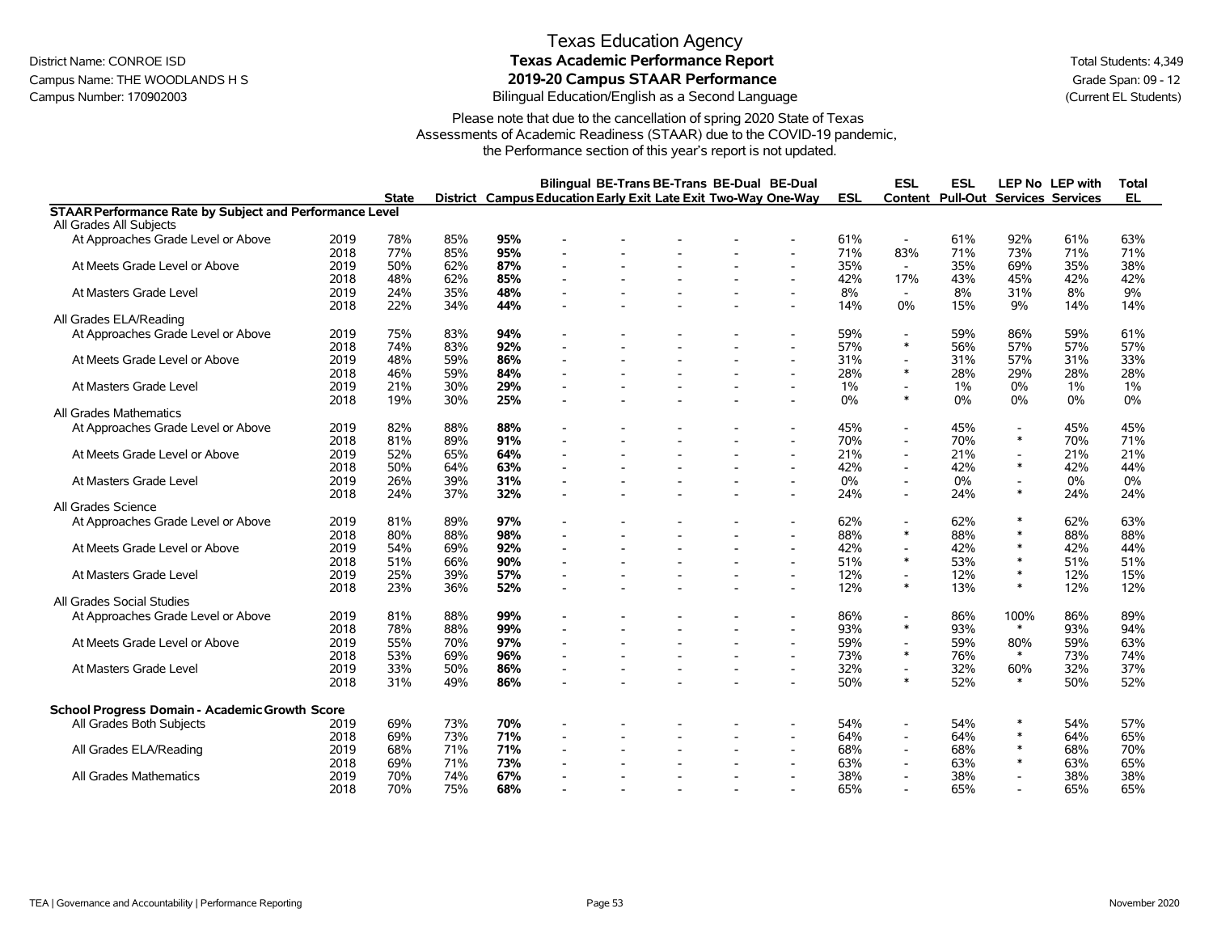# Texas Education Agency

## Texas Academic Performance Report

## 2019-20 Campus STAAR Performance

Bilingual Education/English as a Second Language

District Name: CONROE ISD
Campus Name: THE WOODLANDS H S
Campus Number: 170902003

Total Students: 4,349
Grade Span: 09 - 12
(Current EL Students)

Please note that due to the cancellation of spring 2020 State of Texas Assessments of Academic Readiness (STAAR) due to the COVID-19 pandemic, the Performance section of this year's report is not updated.

| | | State | District | Campus | Bilingual Education | BE-Trans Early Exit | BE-Trans Late Exit | BE-Dual Two-Way | BE-Dual One-Way | ESL | ESL Content | ESL Pull-Out | LEP No Services | LEP with Services | Total EL |
|---|---|---|---|---|---|---|---|---|---|---|---|---|---|---|---|
| **STAAR Performance Rate by Subject and Performance Level** | | | | | | | | | | | | | | | |
| All Grades All Subjects | | | | | | | | | | | | | | | |
| At Approaches Grade Level or Above | 2019 | 78% | 85% | **95%** | - | - | - | - | - | 61% | - | 61% | 92% | 61% | 63% |
| | 2018 | 77% | 85% | **95%** | - | - | - | - | - | 71% | 83% | 71% | 73% | 71% | 71% |
| At Meets Grade Level or Above | 2019 | 50% | 62% | **87%** | - | - | - | - | - | 35% | - | 35% | 69% | 35% | 38% |
| | 2018 | 48% | 62% | **85%** | - | - | - | - | - | 42% | 17% | 43% | 45% | 42% | 42% |
| At Masters Grade Level | 2019 | 24% | 35% | **48%** | - | - | - | - | - | 8% | - | 8% | 31% | 8% | 9% |
| | 2018 | 22% | 34% | **44%** | - | - | - | - | - | 14% | 0% | 15% | 9% | 14% | 14% |
| All Grades ELA/Reading | | | | | | | | | | | | | | | |
| At Approaches Grade Level or Above | 2019 | 75% | 83% | **94%** | - | - | - | - | - | 59% | - | 59% | 86% | 59% | 61% |
| | 2018 | 74% | 83% | **92%** | - | - | - | - | - | 57% | * | 56% | 57% | 57% | 57% |
| At Meets Grade Level or Above | 2019 | 48% | 59% | **86%** | - | - | - | - | - | 31% | - | 31% | 57% | 31% | 33% |
| | 2018 | 46% | 59% | **84%** | - | - | - | - | - | 28% | * | 28% | 29% | 28% | 28% |
| At Masters Grade Level | 2019 | 21% | 30% | **29%** | - | - | - | - | - | 1% | - | 1% | 0% | 1% | 1% |
| | 2018 | 19% | 30% | **25%** | - | - | - | - | - | 0% | * | 0% | 0% | 0% | 0% |
| All Grades Mathematics | | | | | | | | | | | | | | | |
| At Approaches Grade Level or Above | 2019 | 82% | 88% | **88%** | - | - | - | - | - | 45% | - | 45% | - | 45% | 45% |
| | 2018 | 81% | 89% | **91%** | - | - | - | - | - | 70% | - | 70% | * | 70% | 71% |
| At Meets Grade Level or Above | 2019 | 52% | 65% | **64%** | - | - | - | - | - | 21% | - | 21% | - | 21% | 21% |
| | 2018 | 50% | 64% | **63%** | - | - | - | - | - | 42% | - | 42% | * | 42% | 44% |
| At Masters Grade Level | 2019 | 26% | 39% | **31%** | - | - | - | - | - | 0% | - | 0% | - | 0% | 0% |
| | 2018 | 24% | 37% | **32%** | - | - | - | - | - | 24% | - | 24% | * | 24% | 24% |
| All Grades Science | | | | | | | | | | | | | | | |
| At Approaches Grade Level or Above | 2019 | 81% | 89% | **97%** | - | - | - | - | - | 62% | - | 62% | * | 62% | 63% |
| | 2018 | 80% | 88% | **98%** | - | - | - | - | - | 88% | * | 88% | * | 88% | 88% |
| At Meets Grade Level or Above | 2019 | 54% | 69% | **92%** | - | - | - | - | - | 42% | - | 42% | * | 42% | 44% |
| | 2018 | 51% | 66% | **90%** | - | - | - | - | - | 51% | * | 53% | * | 51% | 51% |
| At Masters Grade Level | 2019 | 25% | 39% | **57%** | - | - | - | - | - | 12% | - | 12% | * | 12% | 15% |
| | 2018 | 23% | 36% | **52%** | - | - | - | - | - | 12% | * | 13% | * | 12% | 12% |
| All Grades Social Studies | | | | | | | | | | | | | | | |
| At Approaches Grade Level or Above | 2019 | 81% | 88% | **99%** | - | - | - | - | - | 86% | - | 86% | 100% | 86% | 89% |
| | 2018 | 78% | 88% | **99%** | - | - | - | - | - | 93% | * | 93% | * | 93% | 94% |
| At Meets Grade Level or Above | 2019 | 55% | 70% | **97%** | - | - | - | - | - | 59% | - | 59% | 80% | 59% | 63% |
| | 2018 | 53% | 69% | **96%** | - | - | - | - | - | 73% | * | 76% | * | 73% | 74% |
| At Masters Grade Level | 2019 | 33% | 50% | **86%** | - | - | - | - | - | 32% | - | 32% | 60% | 32% | 37% |
| | 2018 | 31% | 49% | **86%** | - | - | - | - | - | 50% | * | 52% | * | 50% | 52% |
| **School Progress Domain - Academic Growth Score** | | | | | | | | | | | | | | | |
| All Grades Both Subjects | 2019 | 69% | 73% | **70%** | - | - | - | - | - | 54% | - | 54% | * | 54% | 57% |
| | 2018 | 69% | 73% | **71%** | - | - | - | - | - | 64% | - | 64% | * | 64% | 65% |
| All Grades ELA/Reading | 2019 | 68% | 71% | **71%** | - | - | - | - | - | 68% | - | 68% | * | 68% | 70% |
| | 2018 | 69% | 71% | **73%** | - | - | - | - | - | 63% | - | 63% | * | 63% | 65% |
| All Grades Mathematics | 2019 | 70% | 74% | **67%** | - | - | - | - | - | 38% | - | 38% | - | 38% | 38% |
| | 2018 | 70% | 75% | **68%** | - | - | - | - | - | 65% | - | 65% | - | 65% | 65% |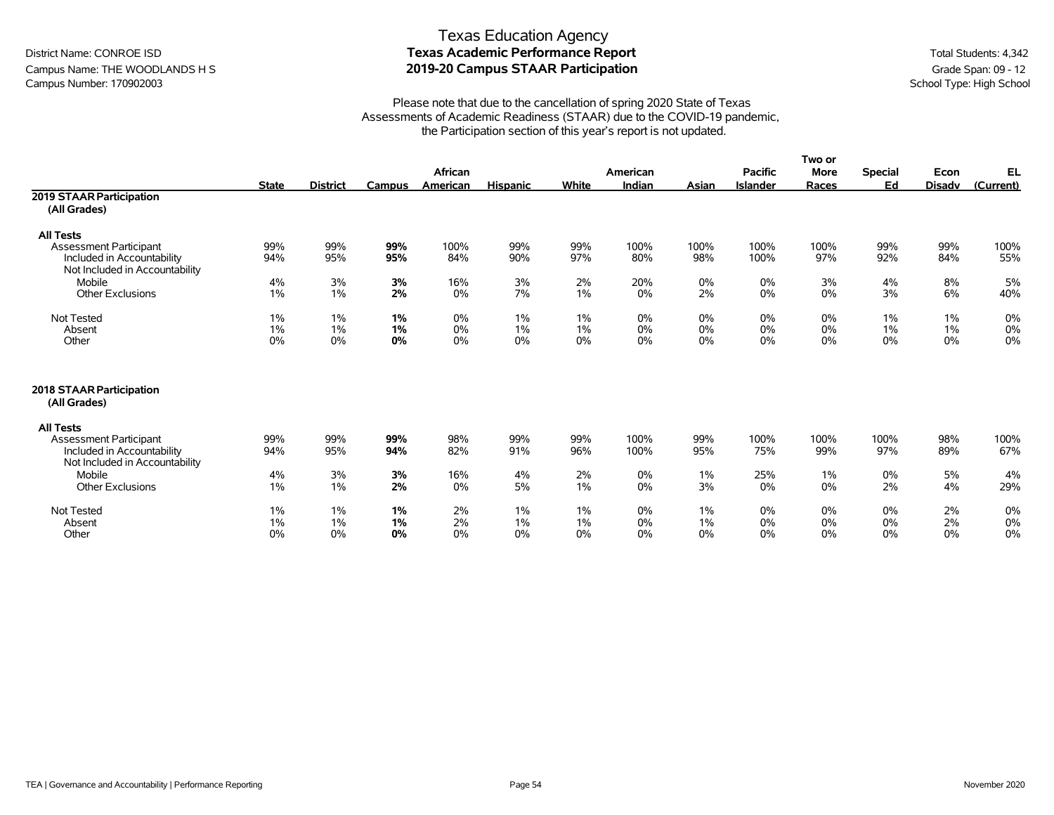# Texas Education Agency
## Texas Academic Performance Report
## 2019-20 Campus STAAR Participation

District Name: CONROE ISD
Campus Name: THE WOODLANDS H S
Campus Number: 170902003

Total Students: 4,342
Grade Span: 09 - 12
School Type: High School

Please note that due to the cancellation of spring 2020 State of Texas Assessments of Academic Readiness (STAAR) due to the COVID-19 pandemic, the Participation section of this year's report is not updated.

| | State | District | Campus | African American | Hispanic | White | American Indian | Asian | Pacific Islander | Two or More Races | Special Ed | Econ Disadv | EL (Current) |
|---|---|---|---|---|---|---|---|---|---|---|---|---|---|
| **2019 STAAR Participation (All Grades)** | | | | | | | | | | | | | |
| **All Tests** | | | | | | | | | | | | | |
| Assessment Participant | 99% | 99% | **99%** | 100% | 99% | 99% | 100% | 100% | 100% | 100% | 99% | 99% | 100% |
| Included in Accountability | 94% | 95% | **95%** | 84% | 90% | 97% | 80% | 98% | 100% | 97% | 92% | 84% | 55% |
| Not Included in Accountability | | | | | | | | | | | | | |
| Mobile | 4% | 3% | **3%** | 16% | 3% | 2% | 20% | 0% | 0% | 3% | 4% | 8% | 5% |
| Other Exclusions | 1% | 1% | **2%** | 0% | 7% | 1% | 0% | 2% | 0% | 0% | 3% | 6% | 40% |
| Not Tested | 1% | 1% | **1%** | 0% | 1% | 1% | 0% | 0% | 0% | 0% | 1% | 1% | 0% |
| Absent | 1% | 1% | **1%** | 0% | 1% | 1% | 0% | 0% | 0% | 0% | 1% | 1% | 0% |
| Other | 0% | 0% | **0%** | 0% | 0% | 0% | 0% | 0% | 0% | 0% | 0% | 0% | 0% |
| **2018 STAAR Participation (All Grades)** | | | | | | | | | | | | | |
| **All Tests** | | | | | | | | | | | | | |
| Assessment Participant | 99% | 99% | **99%** | 98% | 99% | 99% | 100% | 99% | 100% | 100% | 100% | 98% | 100% |
| Included in Accountability | 94% | 95% | **94%** | 82% | 91% | 96% | 100% | 95% | 75% | 99% | 97% | 89% | 67% |
| Not Included in Accountability | | | | | | | | | | | | | |
| Mobile | 4% | 3% | **3%** | 16% | 4% | 2% | 0% | 1% | 25% | 1% | 0% | 5% | 4% |
| Other Exclusions | 1% | 1% | **2%** | 0% | 5% | 1% | 0% | 3% | 0% | 0% | 2% | 4% | 29% |
| Not Tested | 1% | 1% | **1%** | 2% | 1% | 1% | 0% | 1% | 0% | 0% | 0% | 2% | 0% |
| Absent | 1% | 1% | **1%** | 2% | 1% | 1% | 0% | 1% | 0% | 0% | 0% | 2% | 0% |
| Other | 0% | 0% | **0%** | 0% | 0% | 0% | 0% | 0% | 0% | 0% | 0% | 0% | 0% |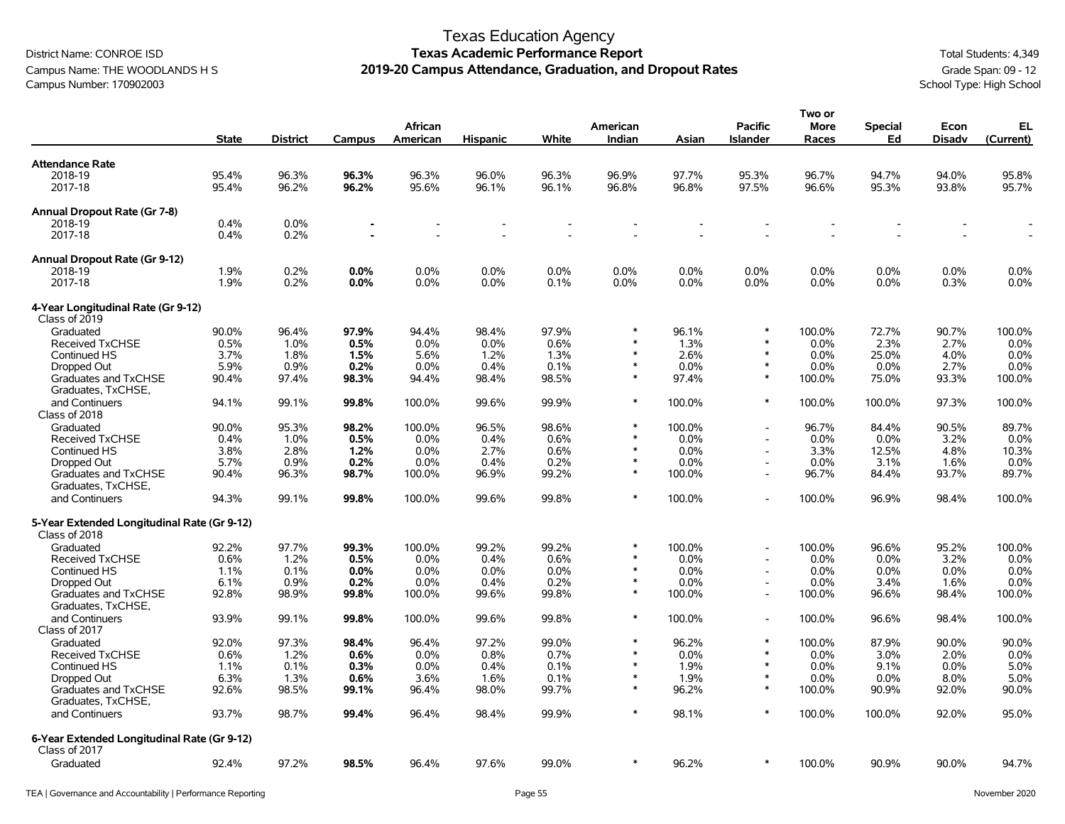# Texas Education Agency
## Texas Academic Performance Report
## 2019-20 Campus Attendance, Graduation, and Dropout Rates

District Name: CONROE ISD
Campus Name: THE WOODLANDS H S
Campus Number: 170902003

Total Students: 4,349
Grade Span: 09 - 12
School Type: High School

| | State | District | Campus | African American | Hispanic | White | American Indian | Asian | Pacific Islander | Two or More Races | Special Ed | Econ Disadv | EL (Current) |
|---|---|---|---|---|---|---|---|---|---|---|---|---|---|
| **Attendance Rate** | | | | | | | | | | | | | |
| 2018-19 | 95.4% | 96.3% | **96.3%** | 96.3% | 96.0% | 96.3% | 96.9% | 97.7% | 95.3% | 96.7% | 94.7% | 94.0% | 95.8% |
| 2017-18 | 95.4% | 96.2% | **96.2%** | 95.6% | 96.1% | 96.1% | 96.8% | 96.8% | 97.5% | 96.6% | 95.3% | 93.8% | 95.7% |
| **Annual Dropout Rate (Gr 7-8)** | | | | | | | | | | | | | |
| 2018-19 | 0.4% | 0.0% | **-** | - | - | - | - | - | - | - | - | - | - |
| 2017-18 | 0.4% | 0.2% | **-** | - | - | - | - | - | - | - | - | - | - |
| **Annual Dropout Rate (Gr 9-12)** | | | | | | | | | | | | | |
| 2018-19 | 1.9% | 0.2% | **0.0%** | 0.0% | 0.0% | 0.0% | 0.0% | 0.0% | 0.0% | 0.0% | 0.0% | 0.0% | 0.0% |
| 2017-18 | 1.9% | 0.2% | **0.0%** | 0.0% | 0.0% | 0.1% | 0.0% | 0.0% | 0.0% | 0.0% | 0.0% | 0.3% | 0.0% |
| **4-Year Longitudinal Rate (Gr 9-12)** | | | | | | | | | | | | | |
| Class of 2019 | | | | | | | | | | | | | |
| Graduated | 90.0% | 96.4% | **97.9%** | 94.4% | 98.4% | 97.9% | * | 96.1% | * | 100.0% | 72.7% | 90.7% | 100.0% |
| Received TxCHSE | 0.5% | 1.0% | **0.5%** | 0.0% | 0.0% | 0.6% | * | 1.3% | * | 0.0% | 2.3% | 2.7% | 0.0% |
| Continued HS | 3.7% | 1.8% | **1.5%** | 5.6% | 1.2% | 1.3% | * | 2.6% | * | 0.0% | 25.0% | 4.0% | 0.0% |
| Dropped Out | 5.9% | 0.9% | **0.2%** | 0.0% | 0.4% | 0.1% | * | 0.0% | * | 0.0% | 0.0% | 2.7% | 0.0% |
| Graduates and TxCHSE | 90.4% | 97.4% | **98.3%** | 94.4% | 98.4% | 98.5% | * | 97.4% | * | 100.0% | 75.0% | 93.3% | 100.0% |
| Graduates, TxCHSE, and Continuers | 94.1% | 99.1% | **99.8%** | 100.0% | 99.6% | 99.9% | * | 100.0% | * | 100.0% | 100.0% | 97.3% | 100.0% |
| Class of 2018 | | | | | | | | | | | | | |
| Graduated | 90.0% | 95.3% | **98.2%** | 100.0% | 96.5% | 98.6% | * | 100.0% | - | 96.7% | 84.4% | 90.5% | 89.7% |
| Received TxCHSE | 0.4% | 1.0% | **0.5%** | 0.0% | 0.4% | 0.6% | * | 0.0% | - | 0.0% | 0.0% | 3.2% | 0.0% |
| Continued HS | 3.8% | 2.8% | **1.2%** | 0.0% | 2.7% | 0.6% | * | 0.0% | - | 3.3% | 12.5% | 4.8% | 10.3% |
| Dropped Out | 5.7% | 0.9% | **0.2%** | 0.0% | 0.4% | 0.2% | * | 0.0% | - | 0.0% | 3.1% | 1.6% | 0.0% |
| Graduates and TxCHSE | 90.4% | 96.3% | **98.7%** | 100.0% | 96.9% | 99.2% | * | 100.0% | - | 96.7% | 84.4% | 93.7% | 89.7% |
| Graduates, TxCHSE, and Continuers | 94.3% | 99.1% | **99.8%** | 100.0% | 99.6% | 99.8% | * | 100.0% | - | 100.0% | 96.9% | 98.4% | 100.0% |
| **5-Year Extended Longitudinal Rate (Gr 9-12)** | | | | | | | | | | | | | |
| Class of 2018 | | | | | | | | | | | | | |
| Graduated | 92.2% | 97.7% | **99.3%** | 100.0% | 99.2% | 99.2% | * | 100.0% | - | 100.0% | 96.6% | 95.2% | 100.0% |
| Received TxCHSE | 0.6% | 1.2% | **0.5%** | 0.0% | 0.4% | 0.6% | * | 0.0% | - | 0.0% | 0.0% | 3.2% | 0.0% |
| Continued HS | 1.1% | 0.1% | **0.0%** | 0.0% | 0.0% | 0.0% | * | 0.0% | - | 0.0% | 0.0% | 0.0% | 0.0% |
| Dropped Out | 6.1% | 0.9% | **0.2%** | 0.0% | 0.4% | 0.2% | * | 0.0% | - | 0.0% | 3.4% | 1.6% | 0.0% |
| Graduates and TxCHSE | 92.8% | 98.9% | **99.8%** | 100.0% | 99.6% | 99.8% | * | 100.0% | - | 100.0% | 96.6% | 98.4% | 100.0% |
| Graduates, TxCHSE, and Continuers | 93.9% | 99.1% | **99.8%** | 100.0% | 99.6% | 99.8% | * | 100.0% | - | 100.0% | 96.6% | 98.4% | 100.0% |
| Class of 2017 | | | | | | | | | | | | | |
| Graduated | 92.0% | 97.3% | **98.4%** | 96.4% | 97.2% | 99.0% | * | 96.2% | * | 100.0% | 87.9% | 90.0% | 90.0% |
| Received TxCHSE | 0.6% | 1.2% | **0.6%** | 0.0% | 0.8% | 0.7% | * | 0.0% | * | 0.0% | 3.0% | 2.0% | 0.0% |
| Continued HS | 1.1% | 0.1% | **0.3%** | 0.0% | 0.4% | 0.1% | * | 1.9% | * | 0.0% | 9.1% | 0.0% | 5.0% |
| Dropped Out | 6.3% | 1.3% | **0.6%** | 3.6% | 1.6% | 0.1% | * | 1.9% | * | 0.0% | 0.0% | 8.0% | 5.0% |
| Graduates and TxCHSE | 92.6% | 98.5% | **99.1%** | 96.4% | 98.0% | 99.7% | * | 96.2% | * | 100.0% | 90.9% | 92.0% | 90.0% |
| Graduates, TxCHSE, and Continuers | 93.7% | 98.7% | **99.4%** | 96.4% | 98.4% | 99.9% | * | 98.1% | * | 100.0% | 100.0% | 92.0% | 95.0% |
| **6-Year Extended Longitudinal Rate (Gr 9-12)** | | | | | | | | | | | | | |
| Class of 2017 | | | | | | | | | | | | | |
| Graduated | 92.4% | 97.2% | **98.5%** | 96.4% | 97.6% | 99.0% | * | 96.2% | * | 100.0% | 90.9% | 90.0% | 94.7% |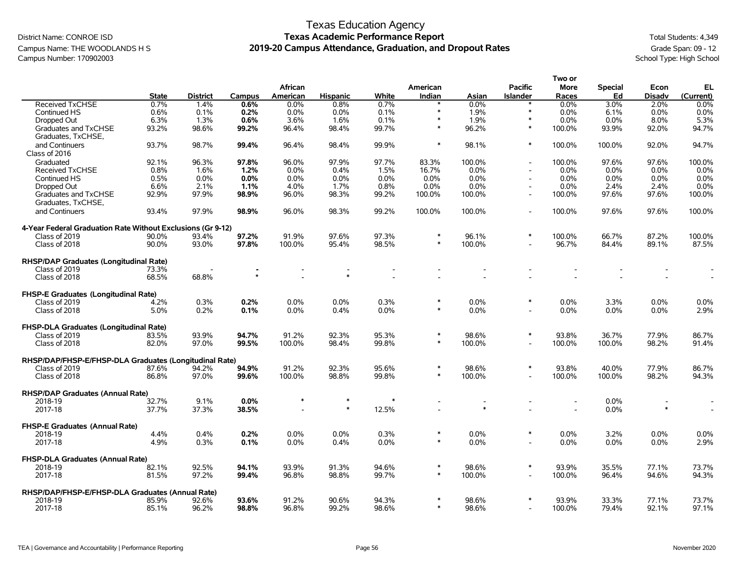Texas Education Agency
**Texas Academic Performance Report**
**2019-20 Campus Attendance, Graduation, and Dropout Rates**

District Name: CONROE ISD
Campus Name: THE WOODLANDS H S
Campus Number: 170902003

Total Students: 4,349
Grade Span: 09 - 12
School Type: High School

| | State | District | Campus | African American | Hispanic | White | American Indian | Asian | Pacific Islander | Two or More Races | Special Ed | Econ Disadv | EL (Current) |
|---|---|---|---|---|---|---|---|---|---|---|---|---|---|
| Received TxCHSE | 0.7% | 1.4% | **0.6%** | 0.0% | 0.8% | 0.7% | * | 0.0% | * | 0.0% | 3.0% | 2.0% | 0.0% |
| Continued HS | 0.6% | 0.1% | **0.2%** | 0.0% | 0.0% | 0.1% | * | 1.9% | * | 0.0% | 6.1% | 0.0% | 0.0% |
| Dropped Out | 6.3% | 1.3% | **0.6%** | 3.6% | 1.6% | 0.1% | * | 1.9% | * | 0.0% | 0.0% | 8.0% | 5.3% |
| Graduates and TxCHSE | 93.2% | 98.6% | **99.2%** | 96.4% | 98.4% | 99.7% | * | 96.2% | * | 100.0% | 93.9% | 92.0% | 94.7% |
| Graduates, TxCHSE, and Continuers | 93.7% | 98.7% | **99.4%** | 96.4% | 98.4% | 99.9% | * | 98.1% | * | 100.0% | 100.0% | 92.0% | 94.7% |
| Class of 2016 | | | | | | | | | | | | | |
| Graduated | 92.1% | 96.3% | **97.8%** | 96.0% | 97.9% | 97.7% | 83.3% | 100.0% | - | 100.0% | 97.6% | 97.6% | 100.0% |
| Received TxCHSE | 0.8% | 1.6% | **1.2%** | 0.0% | 0.4% | 1.5% | 16.7% | 0.0% | - | 0.0% | 0.0% | 0.0% | 0.0% |
| Continued HS | 0.5% | 0.0% | **0.0%** | 0.0% | 0.0% | 0.0% | 0.0% | 0.0% | - | 0.0% | 0.0% | 0.0% | 0.0% |
| Dropped Out | 6.6% | 2.1% | **1.1%** | 4.0% | 1.7% | 0.8% | 0.0% | 0.0% | - | 0.0% | 2.4% | 2.4% | 0.0% |
| Graduates and TxCHSE | 92.9% | 97.9% | **98.9%** | 96.0% | 98.3% | 99.2% | 100.0% | 100.0% | - | 100.0% | 97.6% | 97.6% | 100.0% |
| Graduates, TxCHSE, and Continuers | 93.4% | 97.9% | **98.9%** | 96.0% | 98.3% | 99.2% | 100.0% | 100.0% | - | 100.0% | 97.6% | 97.6% | 100.0% |
| **4-Year Federal Graduation Rate Without Exclusions (Gr 9-12)** | | | | | | | | | | | | | |
| Class of 2019 | 90.0% | 93.4% | **97.2%** | 91.9% | 97.6% | 97.3% | * | 96.1% | * | 100.0% | 66.7% | 87.2% | 100.0% |
| Class of 2018 | 90.0% | 93.0% | **97.8%** | 100.0% | 95.4% | 98.5% | * | 100.0% | - | 96.7% | 84.4% | 89.1% | 87.5% |
| **RHSP/DAP Graduates (Longitudinal Rate)** | | | | | | | | | | | | | |
| Class of 2019 | 73.3% | - | **-** | - | - | - | - | - | - | - | - | - | - |
| Class of 2018 | 68.5% | 68.8% | ***** | - | * | - | - | - | - | - | - | - | - |
| **FHSP-E Graduates (Longitudinal Rate)** | | | | | | | | | | | | | |
| Class of 2019 | 4.2% | 0.3% | **0.2%** | 0.0% | 0.0% | 0.3% | * | 0.0% | * | 0.0% | 3.3% | 0.0% | 0.0% |
| Class of 2018 | 5.0% | 0.2% | **0.1%** | 0.0% | 0.4% | 0.0% | * | 0.0% | - | 0.0% | 0.0% | 0.0% | 2.9% |
| **FHSP-DLA Graduates (Longitudinal Rate)** | | | | | | | | | | | | | |
| Class of 2019 | 83.5% | 93.9% | **94.7%** | 91.2% | 92.3% | 95.3% | * | 98.6% | * | 93.8% | 36.7% | 77.9% | 86.7% |
| Class of 2018 | 82.0% | 97.0% | **99.5%** | 100.0% | 98.4% | 99.8% | * | 100.0% | - | 100.0% | 100.0% | 98.2% | 91.4% |
| **RHSP/DAP/FHSP-E/FHSP-DLA Graduates (Longitudinal Rate)** | | | | | | | | | | | | | |
| Class of 2019 | 87.6% | 94.2% | **94.9%** | 91.2% | 92.3% | 95.6% | * | 98.6% | * | 93.8% | 40.0% | 77.9% | 86.7% |
| Class of 2018 | 86.8% | 97.0% | **99.6%** | 100.0% | 98.8% | 99.8% | * | 100.0% | - | 100.0% | 100.0% | 98.2% | 94.3% |
| **RHSP/DAP Graduates (Annual Rate)** | | | | | | | | | | | | | |
| 2018-19 | 32.7% | 9.1% | **0.0%** | * | * | * | - | - | - | - | 0.0% | - | - |
| 2017-18 | 37.7% | 37.3% | **38.5%** | - | * | 12.5% | - | * | - | - | 0.0% | * | - |
| **FHSP-E Graduates (Annual Rate)** | | | | | | | | | | | | | |
| 2018-19 | 4.4% | 0.4% | **0.2%** | 0.0% | 0.0% | 0.3% | * | 0.0% | * | 0.0% | 3.2% | 0.0% | 0.0% |
| 2017-18 | 4.9% | 0.3% | **0.1%** | 0.0% | 0.4% | 0.0% | * | 0.0% | - | 0.0% | 0.0% | 0.0% | 2.9% |
| **FHSP-DLA Graduates (Annual Rate)** | | | | | | | | | | | | | |
| 2018-19 | 82.1% | 92.5% | **94.1%** | 93.9% | 91.3% | 94.6% | * | 98.6% | * | 93.9% | 35.5% | 77.1% | 73.7% |
| 2017-18 | 81.5% | 97.2% | **99.4%** | 96.8% | 98.8% | 99.7% | * | 100.0% | - | 100.0% | 96.4% | 94.6% | 94.3% |
| **RHSP/DAP/FHSP-E/FHSP-DLA Graduates (Annual Rate)** | | | | | | | | | | | | | |
| 2018-19 | 85.9% | 92.6% | **93.6%** | 91.2% | 90.6% | 94.3% | * | 98.6% | * | 93.9% | 33.3% | 77.1% | 73.7% |
| 2017-18 | 85.1% | 96.2% | **98.8%** | 96.8% | 99.2% | 98.6% | * | 98.6% | - | 100.0% | 79.4% | 92.1% | 97.1% |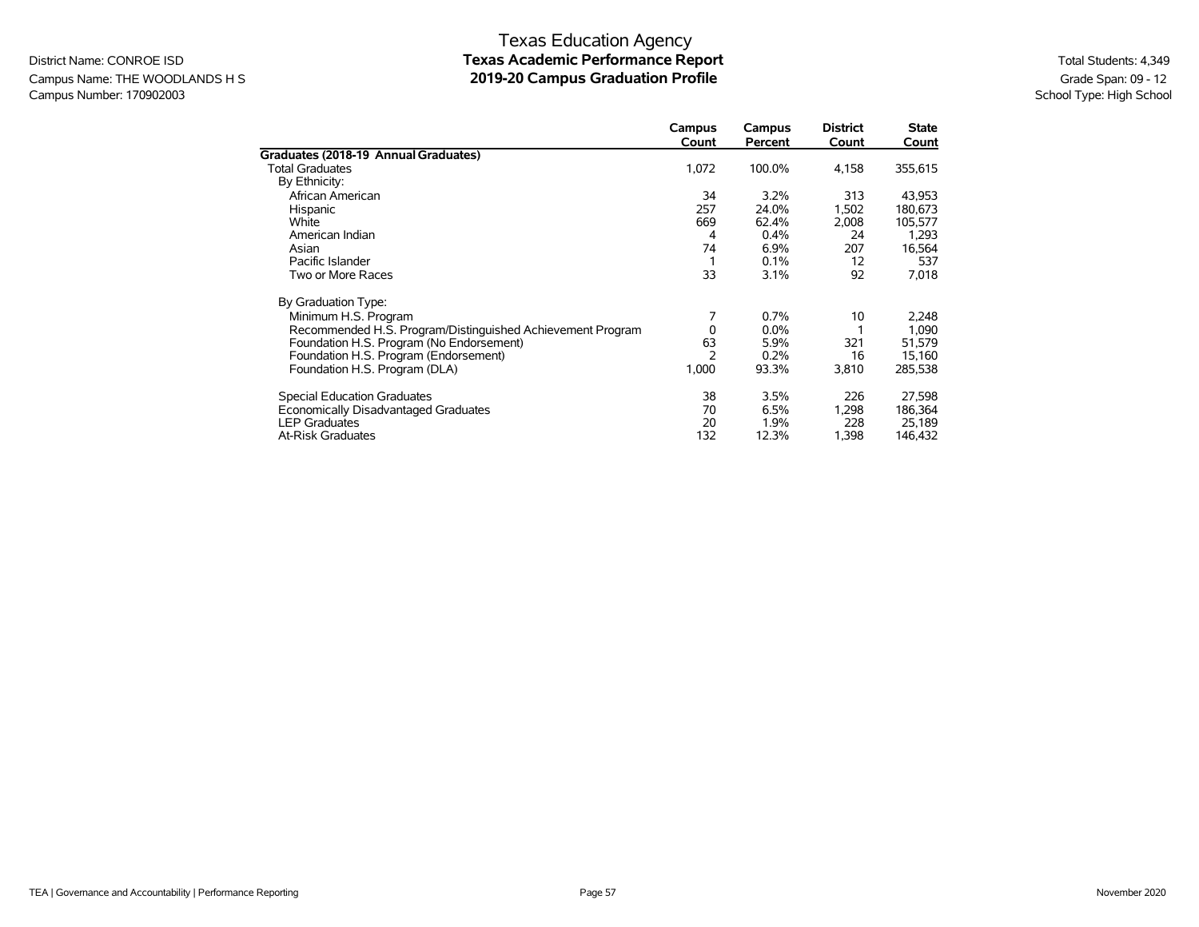# Texas Education Agency
## Texas Academic Performance Report
## 2019-20 Campus Graduation Profile

District Name: CONROE ISD
Campus Name: THE WOODLANDS H S
Campus Number: 170902003

Total Students: 4,349
Grade Span: 09 - 12
School Type: High School

| | Campus Count | Campus Percent | District Count | State Count |
|---|---|---|---|---|
| **Graduates (2018-19 Annual Graduates)** | | | | |
| Total Graduates | 1,072 | 100.0% | 4,158 | 355,615 |
| By Ethnicity: | | | | |
| African American | 34 | 3.2% | 313 | 43,953 |
| Hispanic | 257 | 24.0% | 1,502 | 180,673 |
| White | 669 | 62.4% | 2,008 | 105,577 |
| American Indian | 4 | 0.4% | 24 | 1,293 |
| Asian | 74 | 6.9% | 207 | 16,564 |
| Pacific Islander | 1 | 0.1% | 12 | 537 |
| Two or More Races | 33 | 3.1% | 92 | 7,018 |
| By Graduation Type: | | | | |
| Minimum H.S. Program | 7 | 0.7% | 10 | 2,248 |
| Recommended H.S. Program/Distinguished Achievement Program | 0 | 0.0% | 1 | 1,090 |
| Foundation H.S. Program (No Endorsement) | 63 | 5.9% | 321 | 51,579 |
| Foundation H.S. Program (Endorsement) | 2 | 0.2% | 16 | 15,160 |
| Foundation H.S. Program (DLA) | 1,000 | 93.3% | 3,810 | 285,538 |
| Special Education Graduates | 38 | 3.5% | 226 | 27,598 |
| Economically Disadvantaged Graduates | 70 | 6.5% | 1,298 | 186,364 |
| LEP Graduates | 20 | 1.9% | 228 | 25,189 |
| At-Risk Graduates | 132 | 12.3% | 1,398 | 146,432 |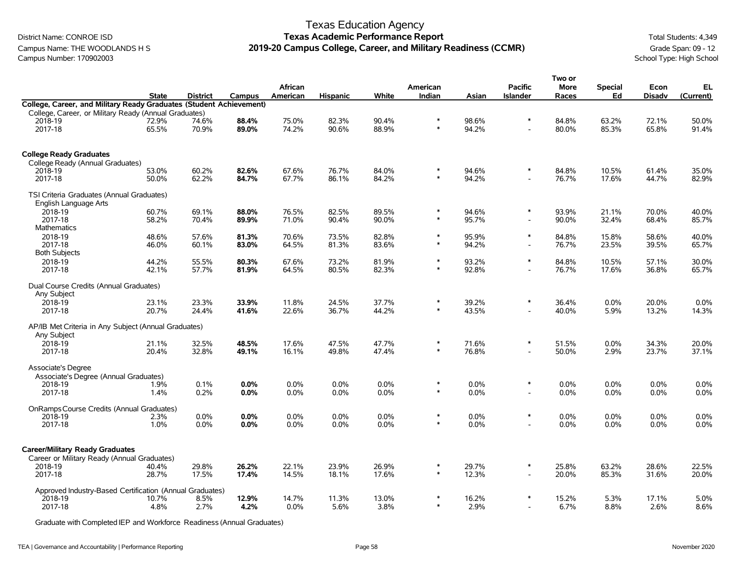Texas Education Agency

District Name: CONROE ISD

Campus Name: THE WOODLANDS H S

Campus Number: 170902003

# Texas Academic Performance Report
## 2019-20 Campus College, Career, and Military Readiness (CCMR)

Total Students: 4,349

Grade Span: 09 - 12

School Type: High School

| | State | District | Campus | African American | Hispanic | White | American Indian | Asian | Pacific Islander | Two or More Races | Special Ed | Econ Disadv | EL (Current) |
|---|---|---|---|---|---|---|---|---|---|---|---|---|---|
| **College, Career, and Military Ready Graduates (Student Achievement)** | | | | | | | | | | | | | |
| College, Career, or Military Ready (Annual Graduates) | | | | | | | | | | | | | |
| 2018-19 | 72.9% | 74.6% | **88.4%** | 75.0% | 82.3% | 90.4% | * | 98.6% | * | 84.8% | 63.2% | 72.1% | 50.0% |
| 2017-18 | 65.5% | 70.9% | **89.0%** | 74.2% | 90.6% | 88.9% | * | 94.2% | - | 80.0% | 85.3% | 65.8% | 91.4% |
| **College Ready Graduates** | | | | | | | | | | | | | |
| College Ready (Annual Graduates) | | | | | | | | | | | | | |
| 2018-19 | 53.0% | 60.2% | **82.6%** | 67.6% | 76.7% | 84.0% | * | 94.6% | * | 84.8% | 10.5% | 61.4% | 35.0% |
| 2017-18 | 50.0% | 62.2% | **84.7%** | 67.7% | 86.1% | 84.2% | * | 94.2% | - | 76.7% | 17.6% | 44.7% | 82.9% |
| TSI Criteria Graduates (Annual Graduates) | | | | | | | | | | | | | |
| English Language Arts | | | | | | | | | | | | | |
| 2018-19 | 60.7% | 69.1% | **88.0%** | 76.5% | 82.5% | 89.5% | * | 94.6% | * | 93.9% | 21.1% | 70.0% | 40.0% |
| 2017-18 | 58.2% | 70.4% | **89.9%** | 71.0% | 90.4% | 90.0% | * | 95.7% | - | 90.0% | 32.4% | 68.4% | 85.7% |
| Mathematics | | | | | | | | | | | | | |
| 2018-19 | 48.6% | 57.6% | **81.3%** | 70.6% | 73.5% | 82.8% | * | 95.9% | * | 84.8% | 15.8% | 58.6% | 40.0% |
| 2017-18 | 46.0% | 60.1% | **83.0%** | 64.5% | 81.3% | 83.6% | * | 94.2% | - | 76.7% | 23.5% | 39.5% | 65.7% |
| Both Subjects | | | | | | | | | | | | | |
| 2018-19 | 44.2% | 55.5% | **80.3%** | 67.6% | 73.2% | 81.9% | * | 93.2% | * | 84.8% | 10.5% | 57.1% | 30.0% |
| 2017-18 | 42.1% | 57.7% | **81.9%** | 64.5% | 80.5% | 82.3% | * | 92.8% | - | 76.7% | 17.6% | 36.8% | 65.7% |
| Dual Course Credits (Annual Graduates) | | | | | | | | | | | | | |
| Any Subject | | | | | | | | | | | | | |
| 2018-19 | 23.1% | 23.3% | **33.9%** | 11.8% | 24.5% | 37.7% | * | 39.2% | * | 36.4% | 0.0% | 20.0% | 0.0% |
| 2017-18 | 20.7% | 24.4% | **41.6%** | 22.6% | 36.7% | 44.2% | * | 43.5% | - | 40.0% | 5.9% | 13.2% | 14.3% |
| AP/IB Met Criteria in Any Subject (Annual Graduates) | | | | | | | | | | | | | |
| Any Subject | | | | | | | | | | | | | |
| 2018-19 | 21.1% | 32.5% | **48.5%** | 17.6% | 47.5% | 47.7% | * | 71.6% | * | 51.5% | 0.0% | 34.3% | 20.0% |
| 2017-18 | 20.4% | 32.8% | **49.1%** | 16.1% | 49.8% | 47.4% | * | 76.8% | - | 50.0% | 2.9% | 23.7% | 37.1% |
| Associate's Degree | | | | | | | | | | | | | |
| Associate's Degree (Annual Graduates) | | | | | | | | | | | | | |
| 2018-19 | 1.9% | 0.1% | **0.0%** | 0.0% | 0.0% | 0.0% | * | 0.0% | * | 0.0% | 0.0% | 0.0% | 0.0% |
| 2017-18 | 1.4% | 0.2% | **0.0%** | 0.0% | 0.0% | 0.0% | * | 0.0% | - | 0.0% | 0.0% | 0.0% | 0.0% |
| OnRamps Course Credits (Annual Graduates) | | | | | | | | | | | | | |
| 2018-19 | 2.3% | 0.0% | **0.0%** | 0.0% | 0.0% | 0.0% | * | 0.0% | * | 0.0% | 0.0% | 0.0% | 0.0% |
| 2017-18 | 1.0% | 0.0% | **0.0%** | 0.0% | 0.0% | 0.0% | * | 0.0% | - | 0.0% | 0.0% | 0.0% | 0.0% |
| **Career/Military Ready Graduates** | | | | | | | | | | | | | |
| Career or Military Ready (Annual Graduates) | | | | | | | | | | | | | |
| 2018-19 | 40.4% | 29.8% | **26.2%** | 22.1% | 23.9% | 26.9% | * | 29.7% | * | 25.8% | 63.2% | 28.6% | 22.5% |
| 2017-18 | 28.7% | 17.5% | **17.4%** | 14.5% | 18.1% | 17.6% | * | 12.3% | - | 20.0% | 85.3% | 31.6% | 20.0% |
| Approved Industry-Based Certification (Annual Graduates) | | | | | | | | | | | | | |
| 2018-19 | 10.7% | 8.5% | **12.9%** | 14.7% | 11.3% | 13.0% | * | 16.2% | * | 15.2% | 5.3% | 17.1% | 5.0% |
| 2017-18 | 4.8% | 2.7% | **4.2%** | 0.0% | 5.6% | 3.8% | * | 2.9% | - | 6.7% | 8.8% | 2.6% | 8.6% |
| Graduate with Completed IEP and Workforce Readiness (Annual Graduates) | | | | | | | | | | | | | |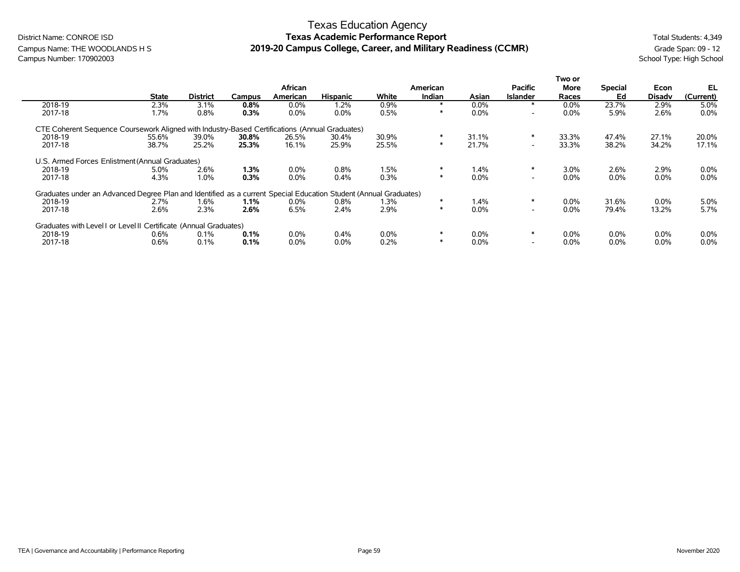# Texas Education Agency

## Texas Academic Performance Report

## 2019-20 Campus College, Career, and Military Readiness (CCMR)

District Name: CONROE ISD
Campus Name: THE WOODLANDS H S
Campus Number: 170902003

Total Students: 4,349
Grade Span: 09 - 12
School Type: High School

| | State | District | Campus | African American | Hispanic | White | American Indian | Asian | Pacific Islander | Two or More Races | Special Ed | Econ Disadv | EL (Current) |
|---|---|---|---|---|---|---|---|---|---|---|---|---|---|
| 2018-19 | 2.3% | 3.1% | **0.8%** | 0.0% | 1.2% | 0.9% | * | 0.0% | * | 0.0% | 23.7% | 2.9% | 5.0% |
| 2017-18 | 1.7% | 0.8% | **0.3%** | 0.0% | 0.0% | 0.5% | * | 0.0% | - | 0.0% | 5.9% | 2.6% | 0.0% |
| CTE Coherent Sequence Coursework Aligned with Industry-Based Certifications (Annual Graduates) | | | | | | | | | | | | | |
| 2018-19 | 55.6% | 39.0% | **30.8%** | 26.5% | 30.4% | 30.9% | * | 31.1% | * | 33.3% | 47.4% | 27.1% | 20.0% |
| 2017-18 | 38.7% | 25.2% | **25.3%** | 16.1% | 25.9% | 25.5% | * | 21.7% | - | 33.3% | 38.2% | 34.2% | 17.1% |
| U.S. Armed Forces Enlistment (Annual Graduates) | | | | | | | | | | | | | |
| 2018-19 | 5.0% | 2.6% | **1.3%** | 0.0% | 0.8% | 1.5% | * | 1.4% | * | 3.0% | 2.6% | 2.9% | 0.0% |
| 2017-18 | 4.3% | 1.0% | **0.3%** | 0.0% | 0.4% | 0.3% | * | 0.0% | - | 0.0% | 0.0% | 0.0% | 0.0% |
| Graduates under an Advanced Degree Plan and Identified as a current Special Education Student (Annual Graduates) | | | | | | | | | | | | | |
| 2018-19 | 2.7% | 1.6% | **1.1%** | 0.0% | 0.8% | 1.3% | * | 1.4% | * | 0.0% | 31.6% | 0.0% | 5.0% |
| 2017-18 | 2.6% | 2.3% | **2.6%** | 6.5% | 2.4% | 2.9% | * | 0.0% | - | 0.0% | 79.4% | 13.2% | 5.7% |
| Graduates with Level I or Level II Certificate (Annual Graduates) | | | | | | | | | | | | | |
| 2018-19 | 0.6% | 0.1% | **0.1%** | 0.0% | 0.4% | 0.0% | * | 0.0% | * | 0.0% | 0.0% | 0.0% | 0.0% |
| 2017-18 | 0.6% | 0.1% | **0.1%** | 0.0% | 0.0% | 0.2% | * | 0.0% | - | 0.0% | 0.0% | 0.0% | 0.0% |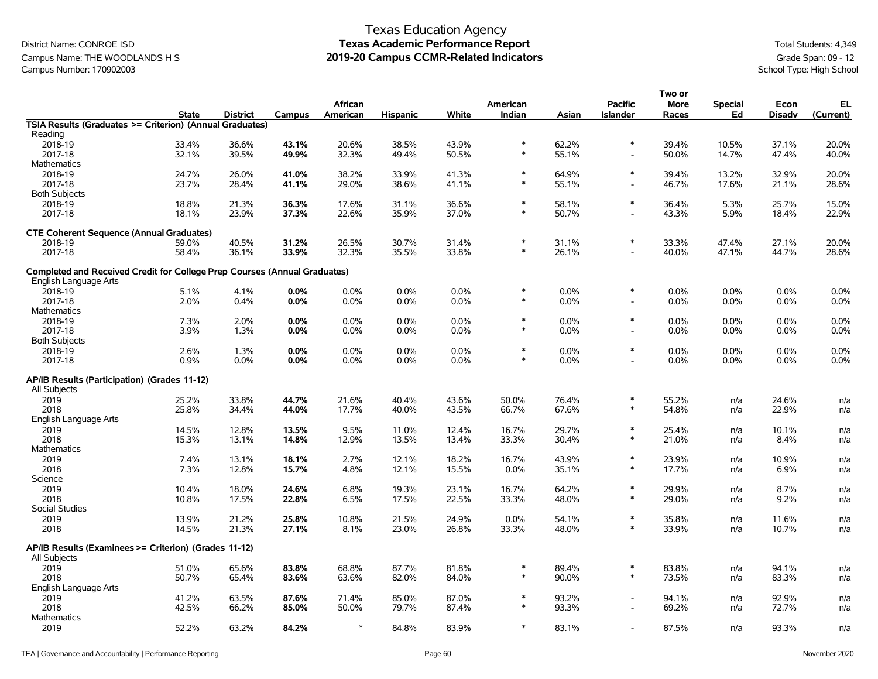# Texas Education Agency
## Texas Academic Performance Report
## 2019-20 Campus CCMR-Related Indicators

District Name: CONROE ISD
Campus Name: THE WOODLANDS H S
Campus Number: 170902003

Total Students: 4,349
Grade Span: 09 - 12
School Type: High School

| | State | District | Campus | African American | Hispanic | White | American Indian | Asian | Pacific Islander | Two or More Races | Special Ed | Econ Disadv | EL (Current) |
|---|---|---|---|---|---|---|---|---|---|---|---|---|---|
| **TSIA Results (Graduates >= Criterion) (Annual Graduates)** | | | | | | | | | | | | | |
| Reading | | | | | | | | | | | | | |
| 2018-19 | 33.4% | 36.6% | **43.1%** | 20.6% | 38.5% | 43.9% | * | 62.2% | * | 39.4% | 10.5% | 37.1% | 20.0% |
| 2017-18 | 32.1% | 39.5% | **49.9%** | 32.3% | 49.4% | 50.5% | * | 55.1% | - | 50.0% | 14.7% | 47.4% | 40.0% |
| Mathematics | | | | | | | | | | | | | |
| 2018-19 | 24.7% | 26.0% | **41.0%** | 38.2% | 33.9% | 41.3% | * | 64.9% | * | 39.4% | 13.2% | 32.9% | 20.0% |
| 2017-18 | 23.7% | 28.4% | **41.1%** | 29.0% | 38.6% | 41.1% | * | 55.1% | - | 46.7% | 17.6% | 21.1% | 28.6% |
| Both Subjects | | | | | | | | | | | | | |
| 2018-19 | 18.8% | 21.3% | **36.3%** | 17.6% | 31.1% | 36.6% | * | 58.1% | * | 36.4% | 5.3% | 25.7% | 15.0% |
| 2017-18 | 18.1% | 23.9% | **37.3%** | 22.6% | 35.9% | 37.0% | * | 50.7% | - | 43.3% | 5.9% | 18.4% | 22.9% |
| **CTE Coherent Sequence (Annual Graduates)** | | | | | | | | | | | | | |
| 2018-19 | 59.0% | 40.5% | **31.2%** | 26.5% | 30.7% | 31.4% | * | 31.1% | * | 33.3% | 47.4% | 27.1% | 20.0% |
| 2017-18 | 58.4% | 36.1% | **33.9%** | 32.3% | 35.5% | 33.8% | * | 26.1% | - | 40.0% | 47.1% | 44.7% | 28.6% |
| **Completed and Received Credit for College Prep Courses (Annual Graduates)** | | | | | | | | | | | | | |
| English Language Arts | | | | | | | | | | | | | |
| 2018-19 | 5.1% | 4.1% | **0.0%** | 0.0% | 0.0% | 0.0% | * | 0.0% | * | 0.0% | 0.0% | 0.0% | 0.0% |
| 2017-18 | 2.0% | 0.4% | **0.0%** | 0.0% | 0.0% | 0.0% | * | 0.0% | - | 0.0% | 0.0% | 0.0% | 0.0% |
| Mathematics | | | | | | | | | | | | | |
| 2018-19 | 7.3% | 2.0% | **0.0%** | 0.0% | 0.0% | 0.0% | * | 0.0% | * | 0.0% | 0.0% | 0.0% | 0.0% |
| 2017-18 | 3.9% | 1.3% | **0.0%** | 0.0% | 0.0% | 0.0% | * | 0.0% | - | 0.0% | 0.0% | 0.0% | 0.0% |
| Both Subjects | | | | | | | | | | | | | |
| 2018-19 | 2.6% | 1.3% | **0.0%** | 0.0% | 0.0% | 0.0% | * | 0.0% | * | 0.0% | 0.0% | 0.0% | 0.0% |
| 2017-18 | 0.9% | 0.0% | **0.0%** | 0.0% | 0.0% | 0.0% | * | 0.0% | - | 0.0% | 0.0% | 0.0% | 0.0% |
| **AP/IB Results (Participation) (Grades 11-12)** | | | | | | | | | | | | | |
| All Subjects | | | | | | | | | | | | | |
| 2019 | 25.2% | 33.8% | **44.7%** | 21.6% | 40.4% | 43.6% | 50.0% | 76.4% | * | 55.2% | n/a | 24.6% | n/a |
| 2018 | 25.8% | 34.4% | **44.0%** | 17.7% | 40.0% | 43.5% | 66.7% | 67.6% | * | 54.8% | n/a | 22.9% | n/a |
| English Language Arts | | | | | | | | | | | | | |
| 2019 | 14.5% | 12.8% | **13.5%** | 9.5% | 11.0% | 12.4% | 16.7% | 29.7% | * | 25.4% | n/a | 10.1% | n/a |
| 2018 | 15.3% | 13.1% | **14.8%** | 12.9% | 13.5% | 13.4% | 33.3% | 30.4% | * | 21.0% | n/a | 8.4% | n/a |
| Mathematics | | | | | | | | | | | | | |
| 2019 | 7.4% | 13.1% | **18.1%** | 2.7% | 12.1% | 18.2% | 16.7% | 43.9% | * | 23.9% | n/a | 10.9% | n/a |
| 2018 | 7.3% | 12.8% | **15.7%** | 4.8% | 12.1% | 15.5% | 0.0% | 35.1% | * | 17.7% | n/a | 6.9% | n/a |
| Science | | | | | | | | | | | | | |
| 2019 | 10.4% | 18.0% | **24.6%** | 6.8% | 19.3% | 23.1% | 16.7% | 64.2% | * | 29.9% | n/a | 8.7% | n/a |
| 2018 | 10.8% | 17.5% | **22.8%** | 6.5% | 17.5% | 22.5% | 33.3% | 48.0% | * | 29.0% | n/a | 9.2% | n/a |
| Social Studies | | | | | | | | | | | | | |
| 2019 | 13.9% | 21.2% | **25.8%** | 10.8% | 21.5% | 24.9% | 0.0% | 54.1% | * | 35.8% | n/a | 11.6% | n/a |
| 2018 | 14.5% | 21.3% | **27.1%** | 8.1% | 23.0% | 26.8% | 33.3% | 48.0% | * | 33.9% | n/a | 10.7% | n/a |
| **AP/IB Results (Examinees >= Criterion) (Grades 11-12)** | | | | | | | | | | | | | |
| All Subjects | | | | | | | | | | | | | |
| 2019 | 51.0% | 65.6% | **83.8%** | 68.8% | 87.7% | 81.8% | * | 89.4% | * | 83.8% | n/a | 94.1% | n/a |
| 2018 | 50.7% | 65.4% | **83.6%** | 63.6% | 82.0% | 84.0% | * | 90.0% | * | 73.5% | n/a | 83.3% | n/a |
| English Language Arts | | | | | | | | | | | | | |
| 2019 | 41.2% | 63.5% | **87.6%** | 71.4% | 85.0% | 87.0% | * | 93.2% | - | 94.1% | n/a | 92.9% | n/a |
| 2018 | 42.5% | 66.2% | **85.0%** | 50.0% | 79.7% | 87.4% | * | 93.3% | - | 69.2% | n/a | 72.7% | n/a |
| Mathematics | | | | | | | | | | | | | |
| 2019 | 52.2% | 63.2% | **84.2%** | * | 84.8% | 83.9% | * | 83.1% | - | 87.5% | n/a | 93.3% | n/a |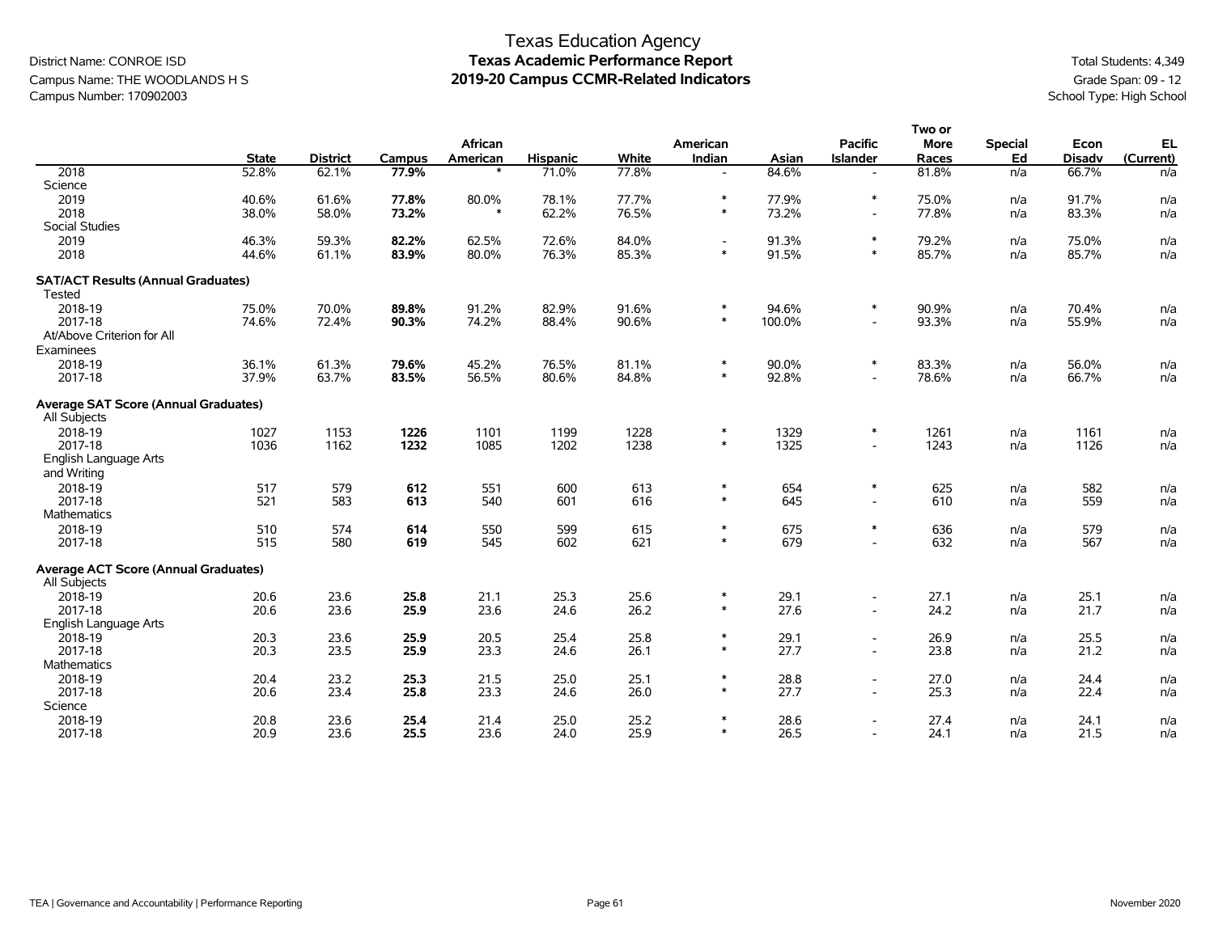# Texas Education Agency
## Texas Academic Performance Report
## 2019-20 Campus CCMR-Related Indicators

District Name: CONROE ISD
Campus Name: THE WOODLANDS H S
Campus Number: 170902003

Total Students: 4,349
Grade Span: 09 - 12
School Type: High School

| | State | District | Campus | African American | Hispanic | White | American Indian | Asian | Pacific Islander | Two or More Races | Special Ed | Econ Disadv | EL (Current) |
|---|---|---|---|---|---|---|---|---|---|---|---|---|---|
| 2018 | 52.8% | 62.1% | **77.9%** | * | 71.0% | 77.8% | - | 84.6% | - | 81.8% | n/a | 66.7% | n/a |
| Science | | | | | | | | | | | | | |
| 2019 | 40.6% | 61.6% | **77.8%** | 80.0% | 78.1% | 77.7% | * | 77.9% | * | 75.0% | n/a | 91.7% | n/a |
| 2018 | 38.0% | 58.0% | **73.2%** | * | 62.2% | 76.5% | * | 73.2% | - | 77.8% | n/a | 83.3% | n/a |
| Social Studies | | | | | | | | | | | | | |
| 2019 | 46.3% | 59.3% | **82.2%** | 62.5% | 72.6% | 84.0% | - | 91.3% | * | 79.2% | n/a | 75.0% | n/a |
| 2018 | 44.6% | 61.1% | **83.9%** | 80.0% | 76.3% | 85.3% | * | 91.5% | * | 85.7% | n/a | 85.7% | n/a |
| **SAT/ACT Results (Annual Graduates)** | | | | | | | | | | | | | |
| Tested | | | | | | | | | | | | | |
| 2018-19 | 75.0% | 70.0% | **89.8%** | 91.2% | 82.9% | 91.6% | * | 94.6% | * | 90.9% | n/a | 70.4% | n/a |
| 2017-18 | 74.6% | 72.4% | **90.3%** | 74.2% | 88.4% | 90.6% | * | 100.0% | - | 93.3% | n/a | 55.9% | n/a |
| At/Above Criterion for All Examinees | | | | | | | | | | | | | |
| 2018-19 | 36.1% | 61.3% | **79.6%** | 45.2% | 76.5% | 81.1% | * | 90.0% | * | 83.3% | n/a | 56.0% | n/a |
| 2017-18 | 37.9% | 63.7% | **83.5%** | 56.5% | 80.6% | 84.8% | * | 92.8% | - | 78.6% | n/a | 66.7% | n/a |
| **Average SAT Score (Annual Graduates)** | | | | | | | | | | | | | |
| All Subjects | | | | | | | | | | | | | |
| 2018-19 | 1027 | 1153 | **1226** | 1101 | 1199 | 1228 | * | 1329 | * | 1261 | n/a | 1161 | n/a |
| 2017-18 | 1036 | 1162 | **1232** | 1085 | 1202 | 1238 | * | 1325 | - | 1243 | n/a | 1126 | n/a |
| English Language Arts and Writing | | | | | | | | | | | | | |
| 2018-19 | 517 | 579 | **612** | 551 | 600 | 613 | * | 654 | * | 625 | n/a | 582 | n/a |
| 2017-18 | 521 | 583 | **613** | 540 | 601 | 616 | * | 645 | - | 610 | n/a | 559 | n/a |
| Mathematics | | | | | | | | | | | | | |
| 2018-19 | 510 | 574 | **614** | 550 | 599 | 615 | * | 675 | * | 636 | n/a | 579 | n/a |
| 2017-18 | 515 | 580 | **619** | 545 | 602 | 621 | * | 679 | - | 632 | n/a | 567 | n/a |
| **Average ACT Score (Annual Graduates)** | | | | | | | | | | | | | |
| All Subjects | | | | | | | | | | | | | |
| 2018-19 | 20.6 | 23.6 | **25.8** | 21.1 | 25.3 | 25.6 | * | 29.1 | - | 27.1 | n/a | 25.1 | n/a |
| 2017-18 | 20.6 | 23.6 | **25.9** | 23.6 | 24.6 | 26.2 | * | 27.6 | - | 24.2 | n/a | 21.7 | n/a |
| English Language Arts | | | | | | | | | | | | | |
| 2018-19 | 20.3 | 23.6 | **25.9** | 20.5 | 25.4 | 25.8 | * | 29.1 | - | 26.9 | n/a | 25.5 | n/a |
| 2017-18 | 20.3 | 23.5 | **25.9** | 23.3 | 24.6 | 26.1 | * | 27.7 | - | 23.8 | n/a | 21.2 | n/a |
| Mathematics | | | | | | | | | | | | | |
| 2018-19 | 20.4 | 23.2 | **25.3** | 21.5 | 25.0 | 25.1 | * | 28.8 | - | 27.0 | n/a | 24.4 | n/a |
| 2017-18 | 20.6 | 23.4 | **25.8** | 23.3 | 24.6 | 26.0 | * | 27.7 | - | 25.3 | n/a | 22.4 | n/a |
| Science | | | | | | | | | | | | | |
| 2018-19 | 20.8 | 23.6 | **25.4** | 21.4 | 25.0 | 25.2 | * | 28.6 | - | 27.4 | n/a | 24.1 | n/a |
| 2017-18 | 20.9 | 23.6 | **25.5** | 23.6 | 24.0 | 25.9 | * | 26.5 | - | 24.1 | n/a | 21.5 | n/a |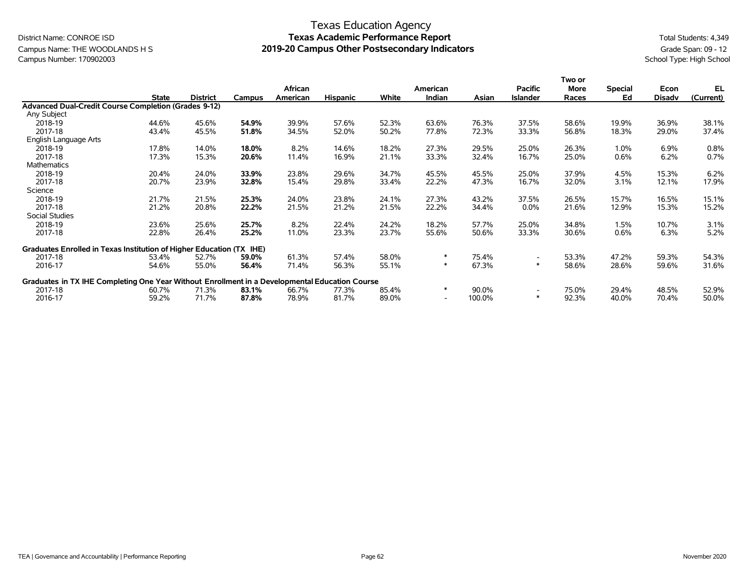# Texas Education Agency
## Texas Academic Performance Report
## 2019-20 Campus Other Postsecondary Indicators

District Name: CONROE ISD
Campus Name: THE WOODLANDS H S
Campus Number: 170902003

Total Students: 4,349
Grade Span: 09 - 12
School Type: High School

| | State | District | Campus | African American | Hispanic | White | American Indian | Asian | Pacific Islander | Two or More Races | Special Ed | Econ Disadv | EL (Current) |
|---|---|---|---|---|---|---|---|---|---|---|---|---|---|
| **Advanced Dual-Credit Course Completion (Grades 9-12)** | | | | | | | | | | | | | |
| Any Subject | | | | | | | | | | | | | |
| 2018-19 | 44.6% | 45.6% | **54.9%** | 39.9% | 57.6% | 52.3% | 63.6% | 76.3% | 37.5% | 58.6% | 19.9% | 36.9% | 38.1% |
| 2017-18 | 43.4% | 45.5% | **51.8%** | 34.5% | 52.0% | 50.2% | 77.8% | 72.3% | 33.3% | 56.8% | 18.3% | 29.0% | 37.4% |
| English Language Arts | | | | | | | | | | | | | |
| 2018-19 | 17.8% | 14.0% | **18.0%** | 8.2% | 14.6% | 18.2% | 27.3% | 29.5% | 25.0% | 26.3% | 1.0% | 6.9% | 0.8% |
| 2017-18 | 17.3% | 15.3% | **20.6%** | 11.4% | 16.9% | 21.1% | 33.3% | 32.4% | 16.7% | 25.0% | 0.6% | 6.2% | 0.7% |
| Mathematics | | | | | | | | | | | | | |
| 2018-19 | 20.4% | 24.0% | **33.9%** | 23.8% | 29.6% | 34.7% | 45.5% | 45.5% | 25.0% | 37.9% | 4.5% | 15.3% | 6.2% |
| 2017-18 | 20.7% | 23.9% | **32.8%** | 15.4% | 29.8% | 33.4% | 22.2% | 47.3% | 16.7% | 32.0% | 3.1% | 12.1% | 17.9% |
| Science | | | | | | | | | | | | | |
| 2018-19 | 21.7% | 21.5% | **25.3%** | 24.0% | 23.8% | 24.1% | 27.3% | 43.2% | 37.5% | 26.5% | 15.7% | 16.5% | 15.1% |
| 2017-18 | 21.2% | 20.8% | **22.2%** | 21.5% | 21.2% | 21.5% | 22.2% | 34.4% | 0.0% | 21.6% | 12.9% | 15.3% | 15.2% |
| Social Studies | | | | | | | | | | | | | |
| 2018-19 | 23.6% | 25.6% | **25.7%** | 8.2% | 22.4% | 24.2% | 18.2% | 57.7% | 25.0% | 34.8% | 1.5% | 10.7% | 3.1% |
| 2017-18 | 22.8% | 26.4% | **25.2%** | 11.0% | 23.3% | 23.7% | 55.6% | 50.6% | 33.3% | 30.6% | 0.6% | 6.3% | 5.2% |
| **Graduates Enrolled in Texas Institution of Higher Education (TX IHE)** | | | | | | | | | | | | | |
| 2017-18 | 53.4% | 52.7% | **59.0%** | 61.3% | 57.4% | 58.0% | * | 75.4% | - | 53.3% | 47.2% | 59.3% | 54.3% |
| 2016-17 | 54.6% | 55.0% | **56.4%** | 71.4% | 56.3% | 55.1% | * | 67.3% | * | 58.6% | 28.6% | 59.6% | 31.6% |
| **Graduates in TX IHE Completing One Year Without Enrollment in a Developmental Education Course** | | | | | | | | | | | | | |
| 2017-18 | 60.7% | 71.3% | **83.1%** | 66.7% | 77.3% | 85.4% | * | 90.0% | - | 75.0% | 29.4% | 48.5% | 52.9% |
| 2016-17 | 59.2% | 71.7% | **87.8%** | 78.9% | 81.7% | 89.0% | - | 100.0% | * | 92.3% | 40.0% | 70.4% | 50.0% |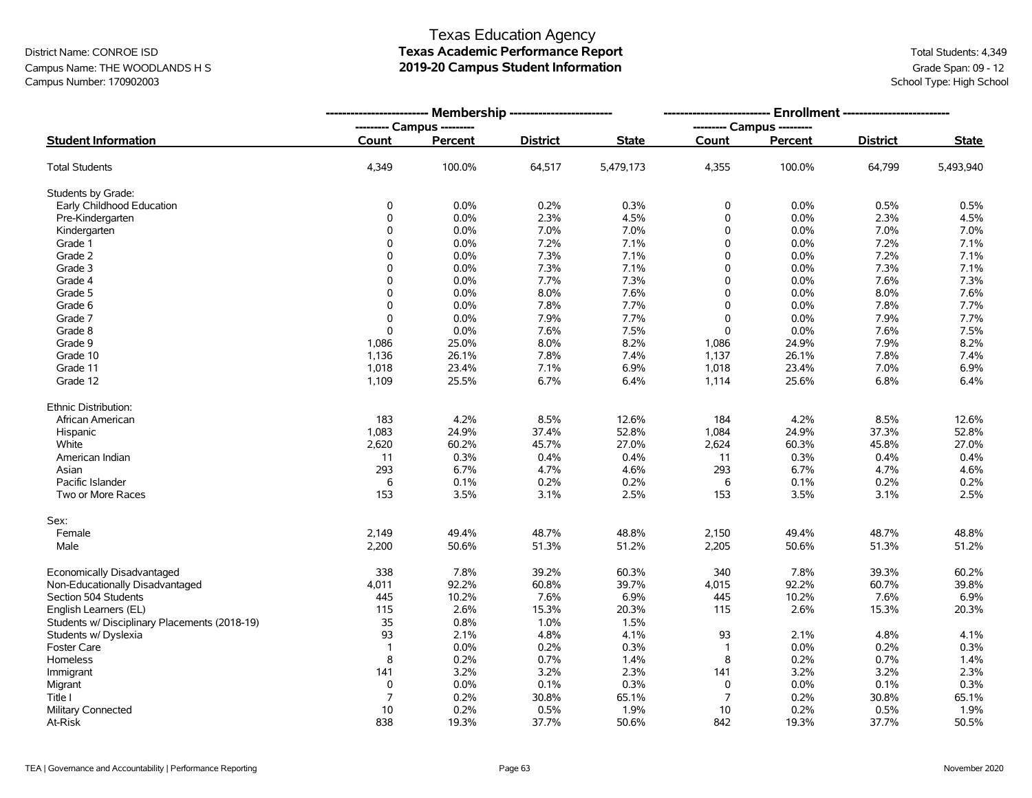# Texas Education Agency
## Texas Academic Performance Report
## 2019-20 Campus Student Information

District Name: CONROE ISD
Campus Name: THE WOODLANDS H S
Campus Number: 170902003

Total Students: 4,349
Grade Span: 09 - 12
School Type: High School

| | Membership | | | | Enrollment | | | |
|---|---|---|---|---|---|---|---|---|
| | Campus | | | | Campus | | | |
| **Student Information** | **Count** | **Percent** | **District** | **State** | **Count** | **Percent** | **District** | **State** |
| Total Students | 4,349 | 100.0% | 64,517 | 5,479,173 | 4,355 | 100.0% | 64,799 | 5,493,940 |
| Students by Grade: | | | | | | | | |
| Early Childhood Education | 0 | 0.0% | 0.2% | 0.3% | 0 | 0.0% | 0.5% | 0.5% |
| Pre-Kindergarten | 0 | 0.0% | 2.3% | 4.5% | 0 | 0.0% | 2.3% | 4.5% |
| Kindergarten | 0 | 0.0% | 7.0% | 7.0% | 0 | 0.0% | 7.0% | 7.0% |
| Grade 1 | 0 | 0.0% | 7.2% | 7.1% | 0 | 0.0% | 7.2% | 7.1% |
| Grade 2 | 0 | 0.0% | 7.3% | 7.1% | 0 | 0.0% | 7.2% | 7.1% |
| Grade 3 | 0 | 0.0% | 7.3% | 7.1% | 0 | 0.0% | 7.3% | 7.1% |
| Grade 4 | 0 | 0.0% | 7.7% | 7.3% | 0 | 0.0% | 7.6% | 7.3% |
| Grade 5 | 0 | 0.0% | 8.0% | 7.6% | 0 | 0.0% | 8.0% | 7.6% |
| Grade 6 | 0 | 0.0% | 7.8% | 7.7% | 0 | 0.0% | 7.8% | 7.7% |
| Grade 7 | 0 | 0.0% | 7.9% | 7.7% | 0 | 0.0% | 7.9% | 7.7% |
| Grade 8 | 0 | 0.0% | 7.6% | 7.5% | 0 | 0.0% | 7.6% | 7.5% |
| Grade 9 | 1,086 | 25.0% | 8.0% | 8.2% | 1,086 | 24.9% | 7.9% | 8.2% |
| Grade 10 | 1,136 | 26.1% | 7.8% | 7.4% | 1,137 | 26.1% | 7.8% | 7.4% |
| Grade 11 | 1,018 | 23.4% | 7.1% | 6.9% | 1,018 | 23.4% | 7.0% | 6.9% |
| Grade 12 | 1,109 | 25.5% | 6.7% | 6.4% | 1,114 | 25.6% | 6.8% | 6.4% |
| Ethnic Distribution: | | | | | | | | |
| African American | 183 | 4.2% | 8.5% | 12.6% | 184 | 4.2% | 8.5% | 12.6% |
| Hispanic | 1,083 | 24.9% | 37.4% | 52.8% | 1,084 | 24.9% | 37.3% | 52.8% |
| White | 2,620 | 60.2% | 45.7% | 27.0% | 2,624 | 60.3% | 45.8% | 27.0% |
| American Indian | 11 | 0.3% | 0.4% | 0.4% | 11 | 0.3% | 0.4% | 0.4% |
| Asian | 293 | 6.7% | 4.7% | 4.6% | 293 | 6.7% | 4.7% | 4.6% |
| Pacific Islander | 6 | 0.1% | 0.2% | 0.2% | 6 | 0.1% | 0.2% | 0.2% |
| Two or More Races | 153 | 3.5% | 3.1% | 2.5% | 153 | 3.5% | 3.1% | 2.5% |
| Sex: | | | | | | | | |
| Female | 2,149 | 49.4% | 48.7% | 48.8% | 2,150 | 49.4% | 48.7% | 48.8% |
| Male | 2,200 | 50.6% | 51.3% | 51.2% | 2,205 | 50.6% | 51.3% | 51.2% |
| Economically Disadvantaged | 338 | 7.8% | 39.2% | 60.3% | 340 | 7.8% | 39.3% | 60.2% |
| Non-Educationally Disadvantaged | 4,011 | 92.2% | 60.8% | 39.7% | 4,015 | 92.2% | 60.7% | 39.8% |
| Section 504 Students | 445 | 10.2% | 7.6% | 6.9% | 445 | 10.2% | 7.6% | 6.9% |
| English Learners (EL) | 115 | 2.6% | 15.3% | 20.3% | 115 | 2.6% | 15.3% | 20.3% |
| Students w/ Disciplinary Placements (2018-19) | 35 | 0.8% | 1.0% | 1.5% | | | | |
| Students w/ Dyslexia | 93 | 2.1% | 4.8% | 4.1% | 93 | 2.1% | 4.8% | 4.1% |
| Foster Care | 1 | 0.0% | 0.2% | 0.3% | 1 | 0.0% | 0.2% | 0.3% |
| Homeless | 8 | 0.2% | 0.7% | 1.4% | 8 | 0.2% | 0.7% | 1.4% |
| Immigrant | 141 | 3.2% | 3.2% | 2.3% | 141 | 3.2% | 3.2% | 2.3% |
| Migrant | 0 | 0.0% | 0.1% | 0.3% | 0 | 0.0% | 0.1% | 0.3% |
| Title I | 7 | 0.2% | 30.8% | 65.1% | 7 | 0.2% | 30.8% | 65.1% |
| Military Connected | 10 | 0.2% | 0.5% | 1.9% | 10 | 0.2% | 0.5% | 1.9% |
| At-Risk | 838 | 19.3% | 37.7% | 50.6% | 842 | 19.3% | 37.7% | 50.5% |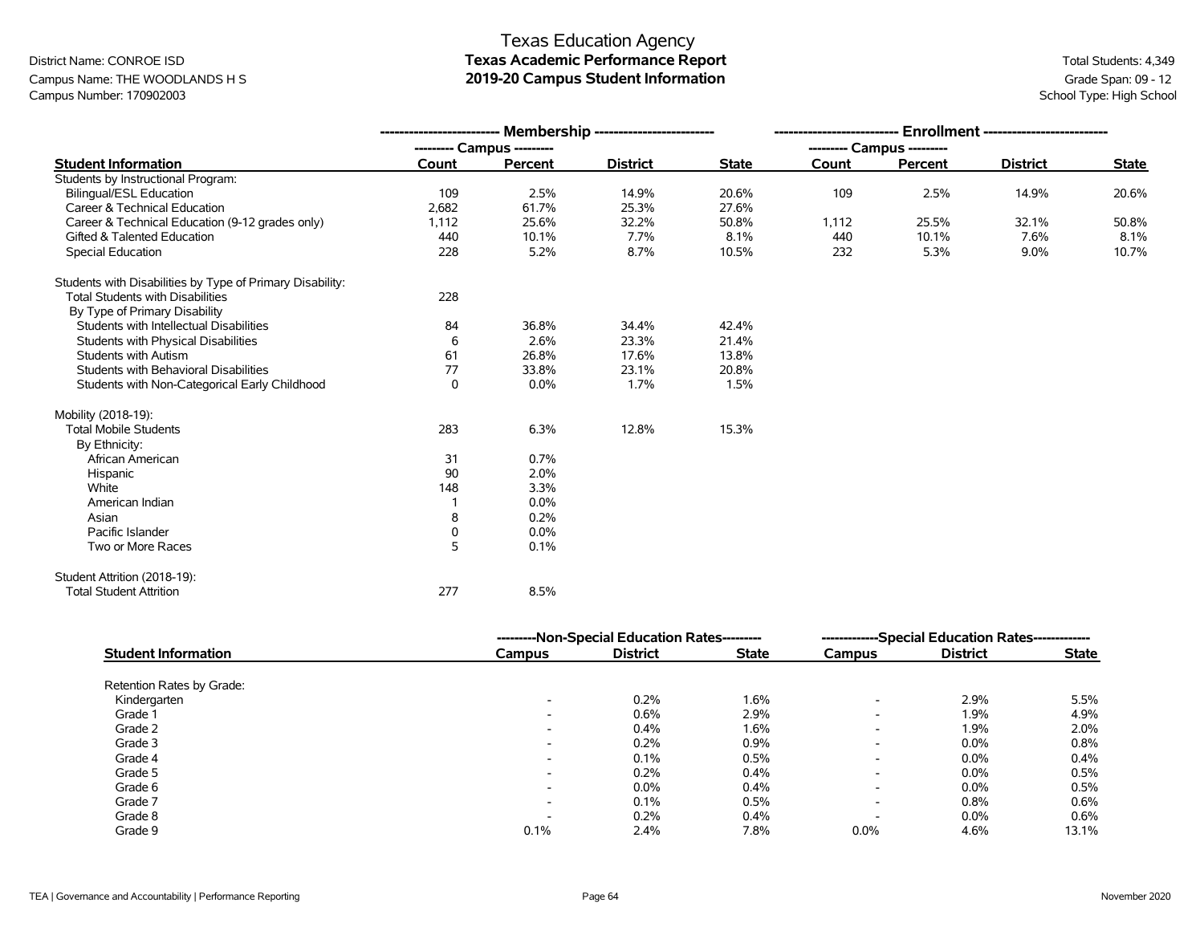# Texas Education Agency
## Texas Academic Performance Report
## 2019-20 Campus Student Information

District Name: CONROE ISD
Campus Name: THE WOODLANDS H S
Campus Number: 170902003

Total Students: 4,349
Grade Span: 09 - 12
School Type: High School

| | Membership | | | | Enrollment | | | |
|---|---|---|---|---|---|---|---|---|
| | Campus | | | | Campus | | | |
| **Student Information** | **Count** | **Percent** | **District** | **State** | **Count** | **Percent** | **District** | **State** |
| Students by Instructional Program: | | | | | | | | |
| Bilingual/ESL Education | 109 | 2.5% | 14.9% | 20.6% | 109 | 2.5% | 14.9% | 20.6% |
| Career & Technical Education | 2,682 | 61.7% | 25.3% | 27.6% | | | | |
| Career & Technical Education (9-12 grades only) | 1,112 | 25.6% | 32.2% | 50.8% | 1,112 | 25.5% | 32.1% | 50.8% |
| Gifted & Talented Education | 440 | 10.1% | 7.7% | 8.1% | 440 | 10.1% | 7.6% | 8.1% |
| Special Education | 228 | 5.2% | 8.7% | 10.5% | 232 | 5.3% | 9.0% | 10.7% |
| Students with Disabilities by Type of Primary Disability: | | | | | | | | |
| Total Students with Disabilities | 228 | | | | | | | |
| By Type of Primary Disability | | | | | | | | |
| Students with Intellectual Disabilities | 84 | 36.8% | 34.4% | 42.4% | | | | |
| Students with Physical Disabilities | 6 | 2.6% | 23.3% | 21.4% | | | | |
| Students with Autism | 61 | 26.8% | 17.6% | 13.8% | | | | |
| Students with Behavioral Disabilities | 77 | 33.8% | 23.1% | 20.8% | | | | |
| Students with Non-Categorical Early Childhood | 0 | 0.0% | 1.7% | 1.5% | | | | |
| Mobility (2018-19): | | | | | | | | |
| Total Mobile Students | 283 | 6.3% | 12.8% | 15.3% | | | | |
| By Ethnicity: | | | | | | | | |
| African American | 31 | 0.7% | | | | | | |
| Hispanic | 90 | 2.0% | | | | | | |
| White | 148 | 3.3% | | | | | | |
| American Indian | 1 | 0.0% | | | | | | |
| Asian | 8 | 0.2% | | | | | | |
| Pacific Islander | 0 | 0.0% | | | | | | |
| Two or More Races | 5 | 0.1% | | | | | | |
| Student Attrition (2018-19): | | | | | | | | |
| Total Student Attrition | 277 | 8.5% | | | | | | |

| | Non-Special Education Rates | | | Special Education Rates | | |
|---|---|---|---|---|---|---|
| **Student Information** | **Campus** | **District** | **State** | **Campus** | **District** | **State** |
| Retention Rates by Grade: | | | | | | |
| Kindergarten | - | 0.2% | 1.6% | - | 2.9% | 5.5% |
| Grade 1 | - | 0.6% | 2.9% | - | 1.9% | 4.9% |
| Grade 2 | - | 0.4% | 1.6% | - | 1.9% | 2.0% |
| Grade 3 | - | 0.2% | 0.9% | - | 0.0% | 0.8% |
| Grade 4 | - | 0.1% | 0.5% | - | 0.0% | 0.4% |
| Grade 5 | - | 0.2% | 0.4% | - | 0.0% | 0.5% |
| Grade 6 | - | 0.0% | 0.4% | - | 0.0% | 0.5% |
| Grade 7 | - | 0.1% | 0.5% | - | 0.8% | 0.6% |
| Grade 8 | - | 0.2% | 0.4% | - | 0.0% | 0.6% |
| Grade 9 | 0.1% | 2.4% | 7.8% | 0.0% | 4.6% | 13.1% |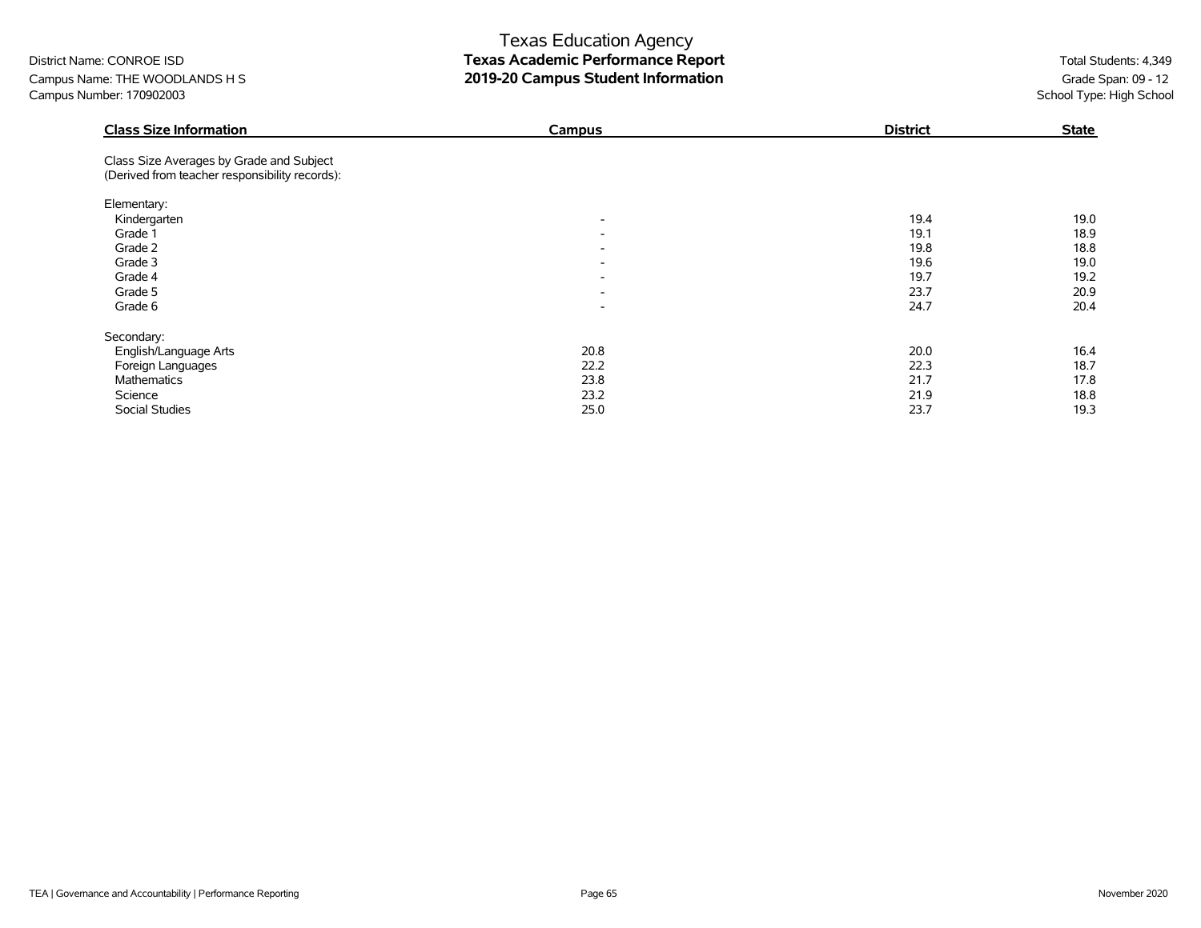Texas Education Agency
**Texas Academic Performance Report**
**2019-20 Campus Student Information**

District Name: CONROE ISD
Campus Name: THE WOODLANDS H S
Campus Number: 170902003

Total Students: 4,349
Grade Span: 09 - 12
School Type: High School

| Class Size Information | Campus | District | State |
|---|---|---|---|
| Class Size Averages by Grade and Subject (Derived from teacher responsibility records): | | | |
| Elementary: | | | |
| Kindergarten | - | 19.4 | 19.0 |
| Grade 1 | - | 19.1 | 18.9 |
| Grade 2 | - | 19.8 | 18.8 |
| Grade 3 | - | 19.6 | 19.0 |
| Grade 4 | - | 19.7 | 19.2 |
| Grade 5 | - | 23.7 | 20.9 |
| Grade 6 | - | 24.7 | 20.4 |
| Secondary: | | | |
| English/Language Arts | 20.8 | 20.0 | 16.4 |
| Foreign Languages | 22.2 | 22.3 | 18.7 |
| Mathematics | 23.8 | 21.7 | 17.8 |
| Science | 23.2 | 21.9 | 18.8 |
| Social Studies | 25.0 | 23.7 | 19.3 |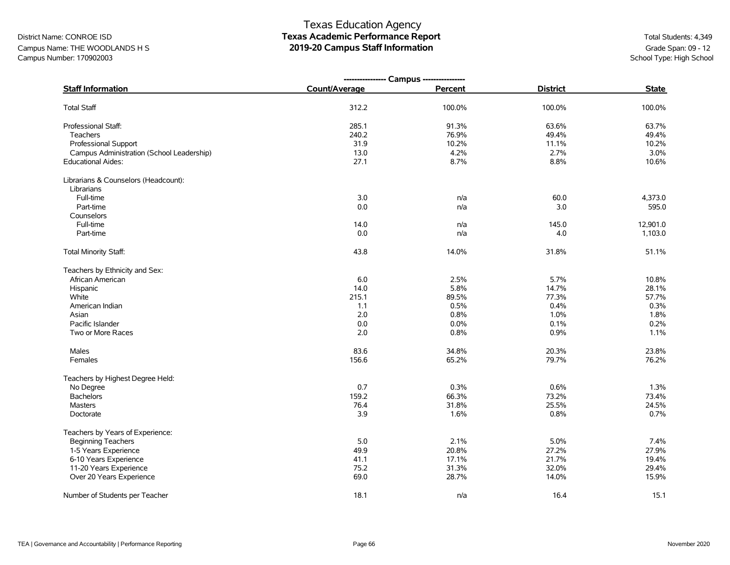Texas Education Agency
**Texas Academic Performance Report**
**2019-20 Campus Staff Information**

District Name: CONROE ISD
Campus Name: THE WOODLANDS H S
Campus Number: 170902003

Total Students: 4,349
Grade Span: 09 - 12
School Type: High School

| Staff Information | Campus Count/Average | Campus Percent | District | State |
|---|---|---|---|---|
| Total Staff | 312.2 | 100.0% | 100.0% | 100.0% |
| Professional Staff: | 285.1 | 91.3% | 63.6% | 63.7% |
| Teachers | 240.2 | 76.9% | 49.4% | 49.4% |
| Professional Support | 31.9 | 10.2% | 11.1% | 10.2% |
| Campus Administration (School Leadership) | 13.0 | 4.2% | 2.7% | 3.0% |
| Educational Aides: | 27.1 | 8.7% | 8.8% | 10.6% |
| Librarians & Counselors (Headcount): | | | | |
| Librarians | | | | |
| Full-time | 3.0 | n/a | 60.0 | 4,373.0 |
| Part-time | 0.0 | n/a | 3.0 | 595.0 |
| Counselors | | | | |
| Full-time | 14.0 | n/a | 145.0 | 12,901.0 |
| Part-time | 0.0 | n/a | 4.0 | 1,103.0 |
| Total Minority Staff: | 43.8 | 14.0% | 31.8% | 51.1% |
| Teachers by Ethnicity and Sex: | | | | |
| African American | 6.0 | 2.5% | 5.7% | 10.8% |
| Hispanic | 14.0 | 5.8% | 14.7% | 28.1% |
| White | 215.1 | 89.5% | 77.3% | 57.7% |
| American Indian | 1.1 | 0.5% | 0.4% | 0.3% |
| Asian | 2.0 | 0.8% | 1.0% | 1.8% |
| Pacific Islander | 0.0 | 0.0% | 0.1% | 0.2% |
| Two or More Races | 2.0 | 0.8% | 0.9% | 1.1% |
| Males | 83.6 | 34.8% | 20.3% | 23.8% |
| Females | 156.6 | 65.2% | 79.7% | 76.2% |
| Teachers by Highest Degree Held: | | | | |
| No Degree | 0.7 | 0.3% | 0.6% | 1.3% |
| Bachelors | 159.2 | 66.3% | 73.2% | 73.4% |
| Masters | 76.4 | 31.8% | 25.5% | 24.5% |
| Doctorate | 3.9 | 1.6% | 0.8% | 0.7% |
| Teachers by Years of Experience: | | | | |
| Beginning Teachers | 5.0 | 2.1% | 5.0% | 7.4% |
| 1-5 Years Experience | 49.9 | 20.8% | 27.2% | 27.9% |
| 6-10 Years Experience | 41.1 | 17.1% | 21.7% | 19.4% |
| 11-20 Years Experience | 75.2 | 31.3% | 32.0% | 29.4% |
| Over 20 Years Experience | 69.0 | 28.7% | 14.0% | 15.9% |
| Number of Students per Teacher | 18.1 | n/a | 16.4 | 15.1 |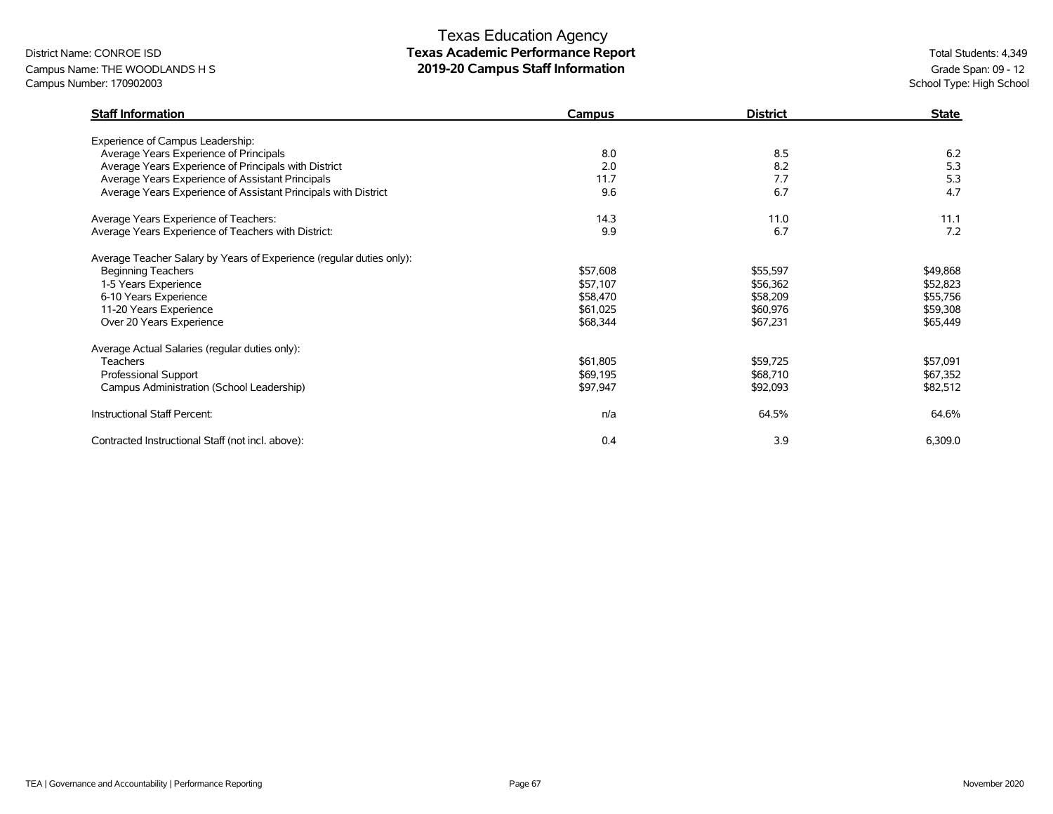# Texas Education Agency
## Texas Academic Performance Report
## 2019-20 Campus Staff Information

District Name: CONROE ISD
Campus Name: THE WOODLANDS H S
Campus Number: 170902003

Total Students: 4,349
Grade Span: 09 - 12
School Type: High School

| Staff Information | Campus | District | State |
|---|---|---|---|
| Experience of Campus Leadership: | | | |
| Average Years Experience of Principals | 8.0 | 8.5 | 6.2 |
| Average Years Experience of Principals with District | 2.0 | 8.2 | 5.3 |
| Average Years Experience of Assistant Principals | 11.7 | 7.7 | 5.3 |
| Average Years Experience of Assistant Principals with District | 9.6 | 6.7 | 4.7 |
| Average Years Experience of Teachers: | 14.3 | 11.0 | 11.1 |
| Average Years Experience of Teachers with District: | 9.9 | 6.7 | 7.2 |
| Average Teacher Salary by Years of Experience (regular duties only): | | | |
| Beginning Teachers | $57,608 | $55,597 | $49,868 |
| 1-5 Years Experience | $57,107 | $56,362 | $52,823 |
| 6-10 Years Experience | $58,470 | $58,209 | $55,756 |
| 11-20 Years Experience | $61,025 | $60,976 | $59,308 |
| Over 20 Years Experience | $68,344 | $67,231 | $65,449 |
| Average Actual Salaries (regular duties only): | | | |
| Teachers | $61,805 | $59,725 | $57,091 |
| Professional Support | $69,195 | $68,710 | $67,352 |
| Campus Administration (School Leadership) | $97,947 | $92,093 | $82,512 |
| Instructional Staff Percent: | n/a | 64.5% | 64.6% |
| Contracted Instructional Staff (not incl. above): | 0.4 | 3.9 | 6,309.0 |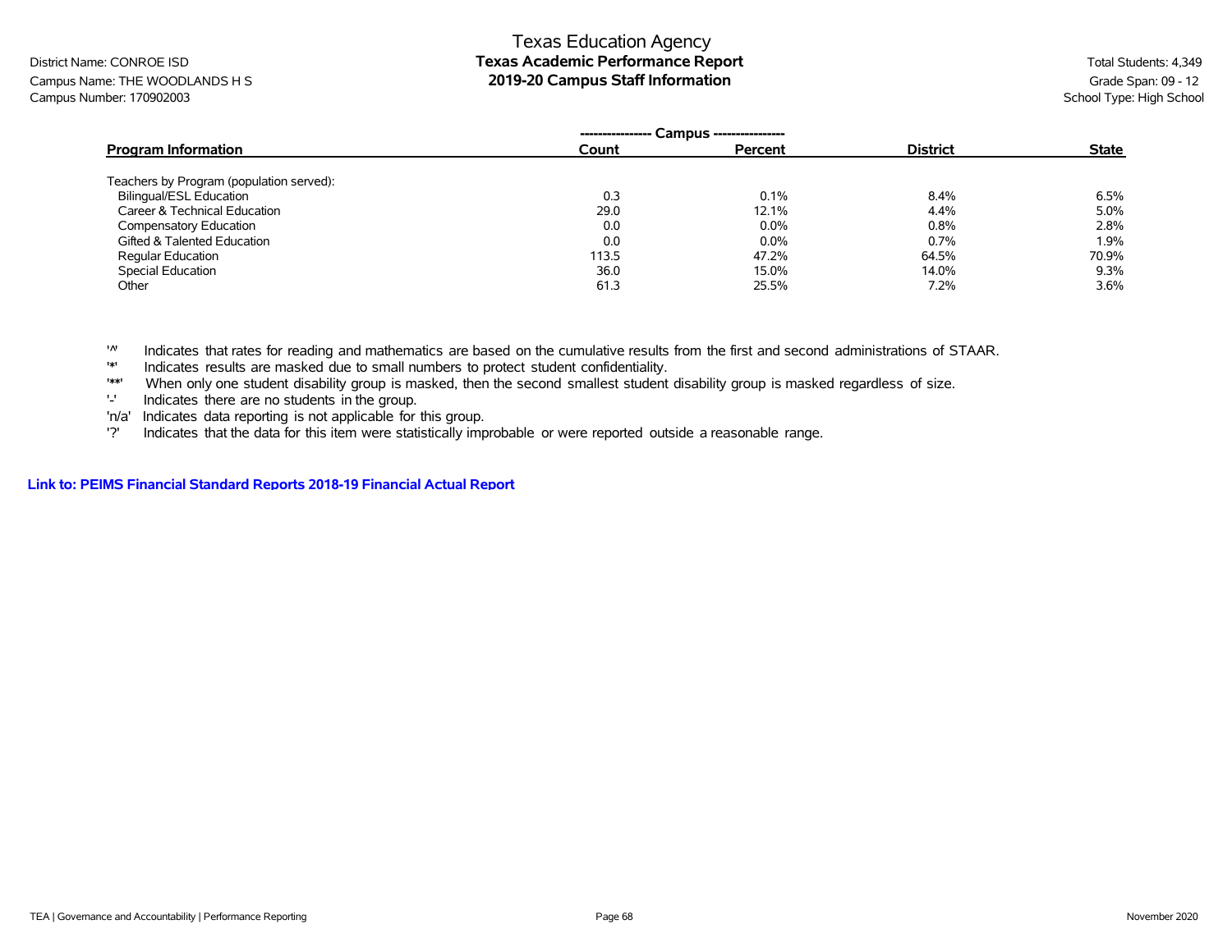District Name: CONROE ISD
Campus Name: THE WOODLANDS H S
Campus Number: 170902003

# Texas Education Agency
## Texas Academic Performance Report
## 2019-20 Campus Staff Information

Total Students: 4,349
Grade Span: 09 - 12
School Type: High School

| Program Information | Campus Count | Campus Percent | District | State |
|---|---|---|---|---|
| Teachers by Program (population served): | | | | |
| Bilingual/ESL Education | 0.3 | 0.1% | 8.4% | 6.5% |
| Career & Technical Education | 29.0 | 12.1% | 4.4% | 5.0% |
| Compensatory Education | 0.0 | 0.0% | 0.8% | 2.8% |
| Gifted & Talented Education | 0.0 | 0.0% | 0.7% | 1.9% |
| Regular Education | 113.5 | 47.2% | 64.5% | 70.9% |
| Special Education | 36.0 | 15.0% | 14.0% | 9.3% |
| Other | 61.3 | 25.5% | 7.2% | 3.6% |

'^' Indicates that rates for reading and mathematics are based on the cumulative results from the first and second administrations of STAAR.
'*' Indicates results are masked due to small numbers to protect student confidentiality.
'**' When only one student disability group is masked, then the second smallest student disability group is masked regardless of size.
'-' Indicates there are no students in the group.
'n/a' Indicates data reporting is not applicable for this group.
'?' Indicates that the data for this item were statistically improbable or were reported outside a reasonable range.

**Link to: PEIMS Financial Standard Reports 2018-19 Financial Actual Report**